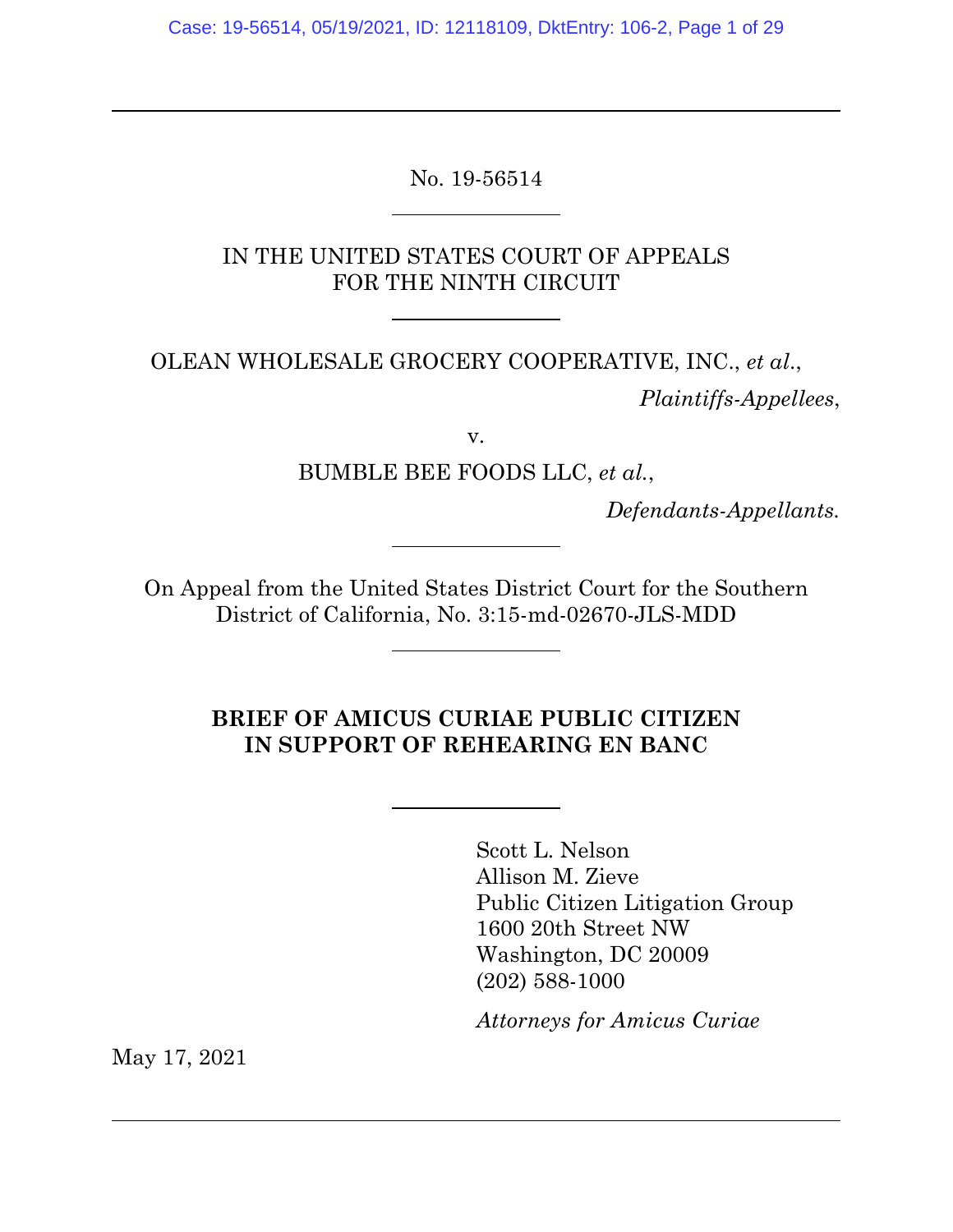No. 19-56514

IN THE UNITED STATES COURT OF APPEALS
FOR THE NINTH CIRCUIT

OLEAN WHOLESALE GROCERY COOPERATIVE, INC., *et al.*,

*Plaintiffs-Appellees*,

v.

BUMBLE BEE FOODS LLC, *et al.*,

*Defendants-Appellants.*

On Appeal from the United States District Court for the Southern District of California, No. 3:15-md-02670-JLS-MDD

**BRIEF OF AMICUS CURIAE PUBLIC CITIZEN IN SUPPORT OF REHEARING EN BANC**

Scott L. Nelson
Allison M. Zieve
Public Citizen Litigation Group
1600 20th Street NW
Washington, DC 20009
(202) 588-1000

*Attorneys for Amicus Curiae*

May 17, 2021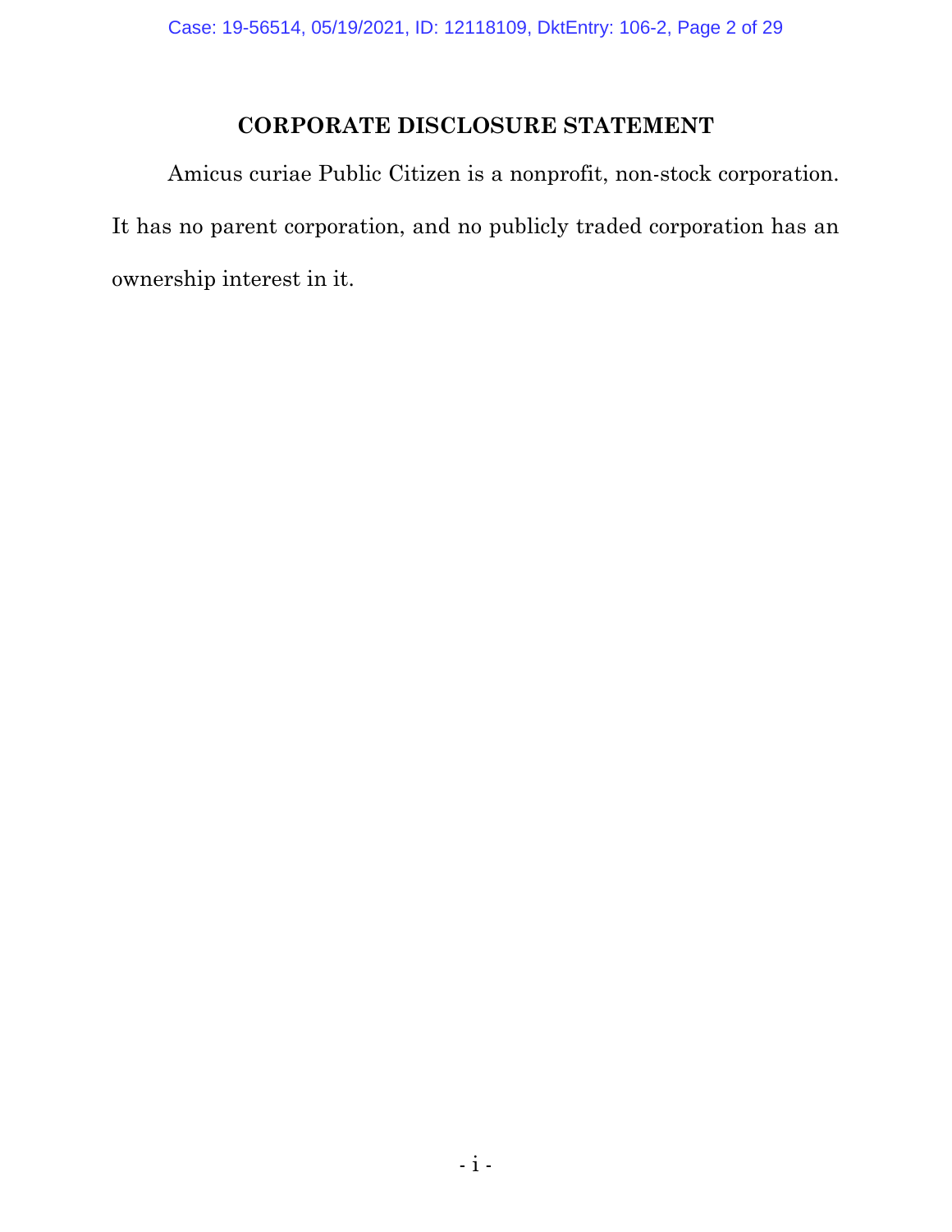## CORPORATE DISCLOSURE STATEMENT

Amicus curiae Public Citizen is a nonprofit, non-stock corporation. It has no parent corporation, and no publicly traded corporation has an ownership interest in it.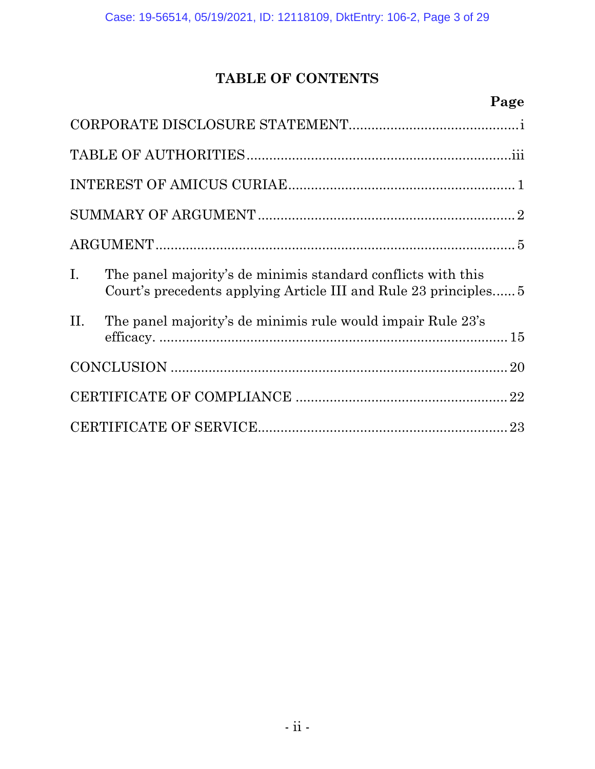# TABLE OF CONTENTS

| | Page |
|---|---|
| CORPORATE DISCLOSURE STATEMENT | i |
| TABLE OF AUTHORITIES | iii |
| INTEREST OF AMICUS CURIAE | 1 |
| SUMMARY OF ARGUMENT | 2 |
| ARGUMENT | 5 |
| I. The panel majority's de minimis standard conflicts with this Court's precedents applying Article III and Rule 23 principles | 5 |
| II. The panel majority's de minimis rule would impair Rule 23's efficacy. | 15 |
| CONCLUSION | 20 |
| CERTIFICATE OF COMPLIANCE | 22 |
| CERTIFICATE OF SERVICE | 23 |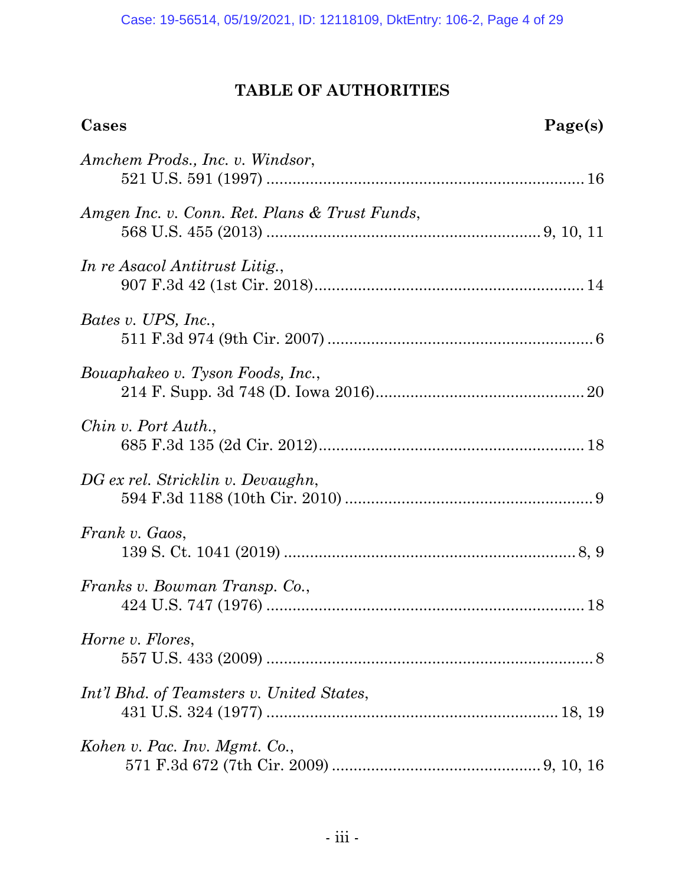## TABLE OF AUTHORITIES

**Cases** **Page(s)**

*Amchem Prods., Inc. v. Windsor*,
521 U.S. 591 (1997) ........................................................................ 16

*Amgen Inc. v. Conn. Ret. Plans & Trust Funds*,
568 U.S. 455 (2013) ............................................................ 9, 10, 11

*In re Asacol Antitrust Litig.*,
907 F.3d 42 (1st Cir. 2018)............................................................. 14

*Bates v. UPS, Inc.*,
511 F.3d 974 (9th Cir. 2007) ............................................................ 6

*Bouaphakeo v. Tyson Foods, Inc.*,
214 F. Supp. 3d 748 (D. Iowa 2016)................................................ 20

*Chin v. Port Auth.*,
685 F.3d 135 (2d Cir. 2012)............................................................ 18

*DG ex rel. Stricklin v. Devaughn*,
594 F.3d 1188 (10th Cir. 2010) ........................................................ 9

*Frank v. Gaos*,
139 S. Ct. 1041 (2019) ................................................................. 8, 9

*Franks v. Bowman Transp. Co.*,
424 U.S. 747 (1976) ........................................................................ 18

*Horne v. Flores*,
557 U.S. 433 (2009) .......................................................................... 8

*Int'l Bhd. of Teamsters v. United States*,
431 U.S. 324 (1977) ................................................................. 18, 19

*Kohen v. Pac. Inv. Mgmt. Co.*,
571 F.3d 672 (7th Cir. 2009) ............................................... 9, 10, 16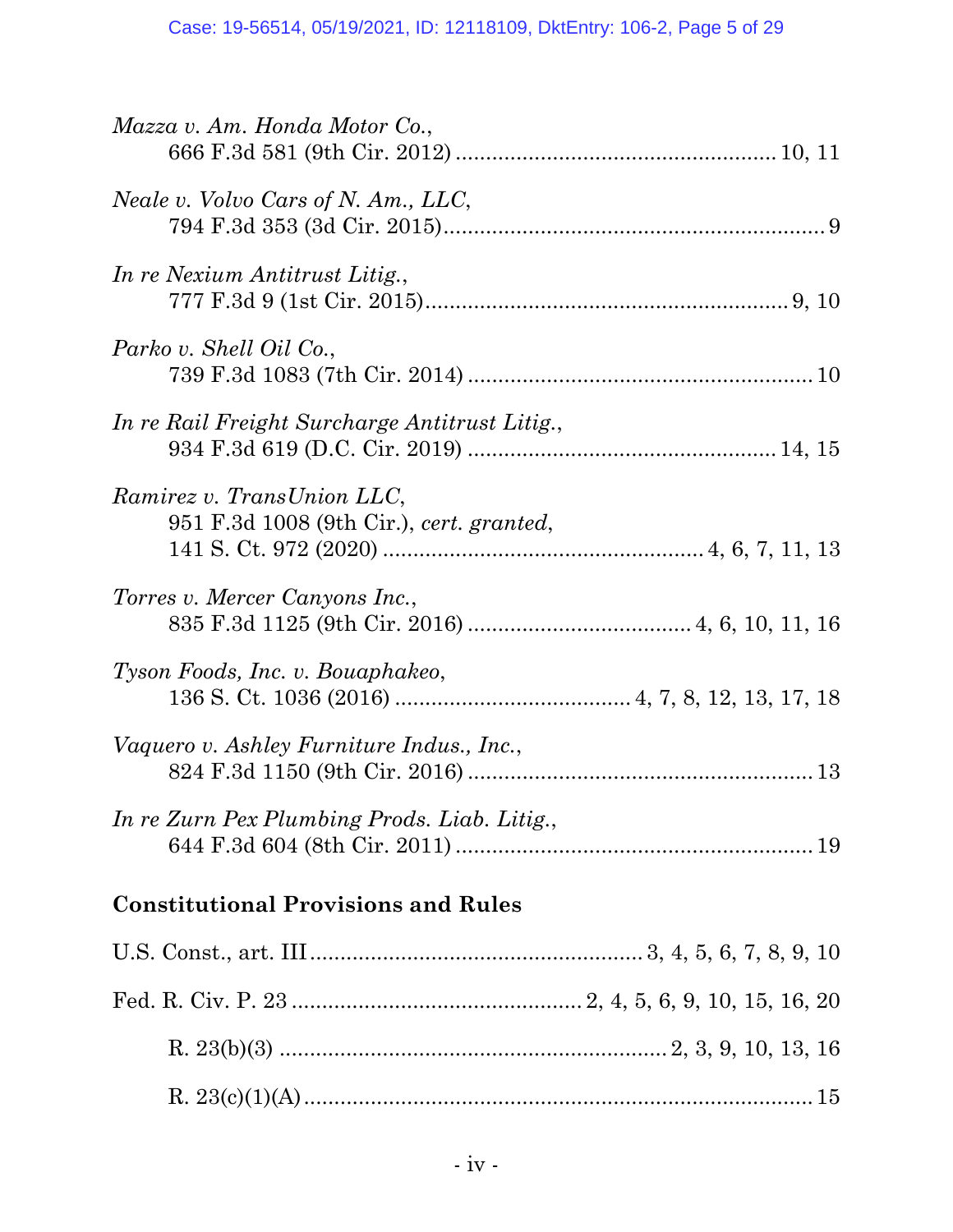*Mazza v. Am. Honda Motor Co.*,
666 F.3d 581 (9th Cir. 2012) .................................................... 10, 11

*Neale v. Volvo Cars of N. Am., LLC*,
794 F.3d 353 (3d Cir. 2015)............................................................... 9

*In re Nexium Antitrust Litig.*,
777 F.3d 9 (1st Cir. 2015)........................................................... 9, 10

*Parko v. Shell Oil Co.*,
739 F.3d 1083 (7th Cir. 2014) ........................................................ 10

*In re Rail Freight Surcharge Antitrust Litig.*,
934 F.3d 619 (D.C. Cir. 2019) .................................................. 14, 15

*Ramirez v. TransUnion LLC*,
951 F.3d 1008 (9th Cir.), *cert. granted*,
141 S. Ct. 972 (2020) .................................................... 4, 6, 7, 11, 13

*Torres v. Mercer Canyons Inc.*,
835 F.3d 1125 (9th Cir. 2016) .................................... 4, 6, 10, 11, 16

*Tyson Foods, Inc. v. Bouaphakeo*,
136 S. Ct. 1036 (2016) ...................................... 4, 7, 8, 12, 13, 17, 18

*Vaquero v. Ashley Furniture Indus., Inc.*,
824 F.3d 1150 (9th Cir. 2016) ........................................................ 13

*In re Zurn Pex Plumbing Prods. Liab. Litig.*,
644 F.3d 604 (8th Cir. 2011) .......................................................... 19

**Constitutional Provisions and Rules**

U.S. Const., art. III...................................................... 3, 4, 5, 6, 7, 8, 9, 10

Fed. R. Civ. P. 23 ............................................... 2, 4, 5, 6, 9, 10, 15, 16, 20

R. 23(b)(3) ............................................................... 2, 3, 9, 10, 13, 16

R. 23(c)(1)(A).................................................................................... 15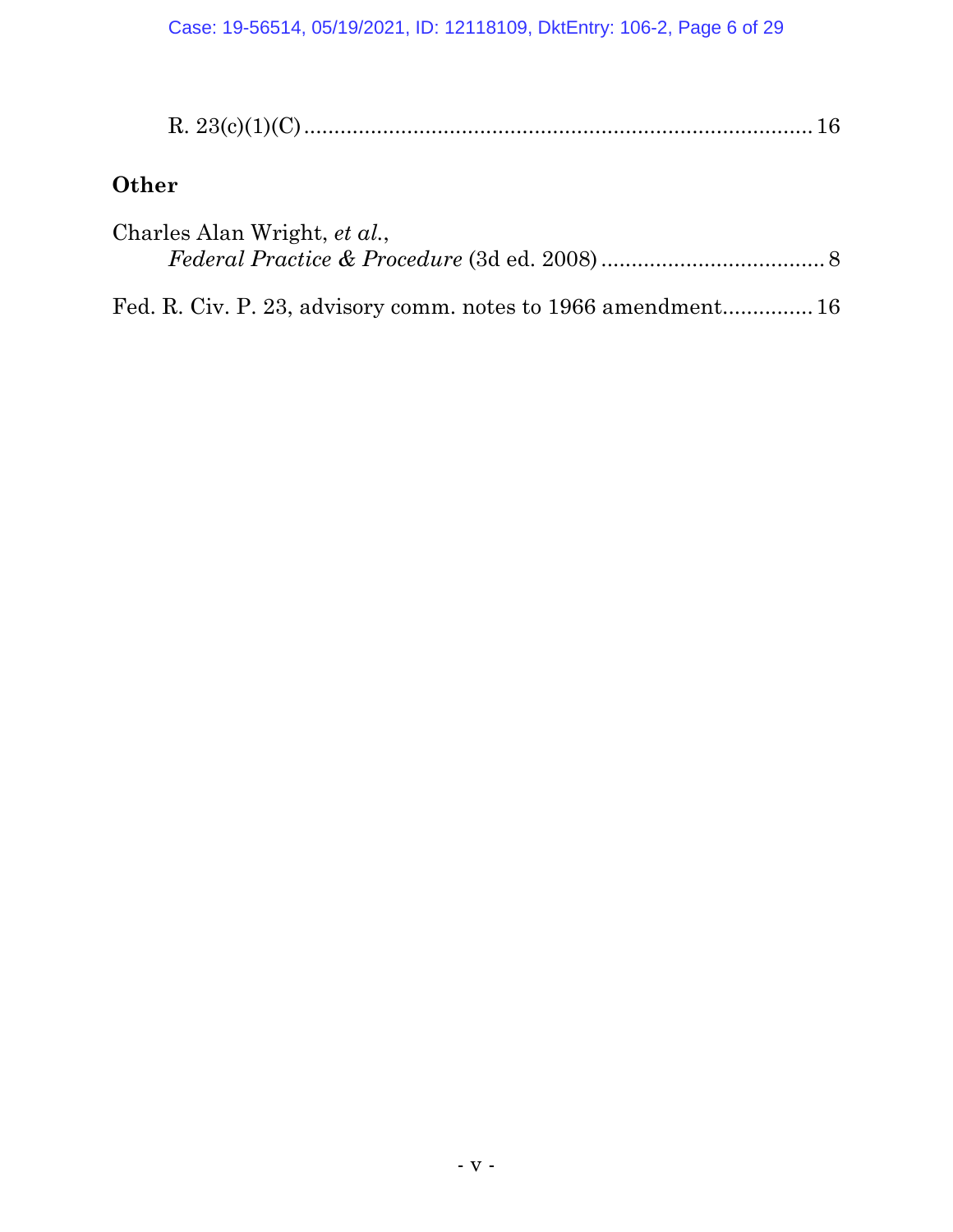R. 23(c)(1)(C) ..................................................................................... 16

**Other**

Charles Alan Wright, *et al.*,
*Federal Practice & Procedure* (3d ed. 2008) ...................................... 8

Fed. R. Civ. P. 23, advisory comm. notes to 1966 amendment............... 16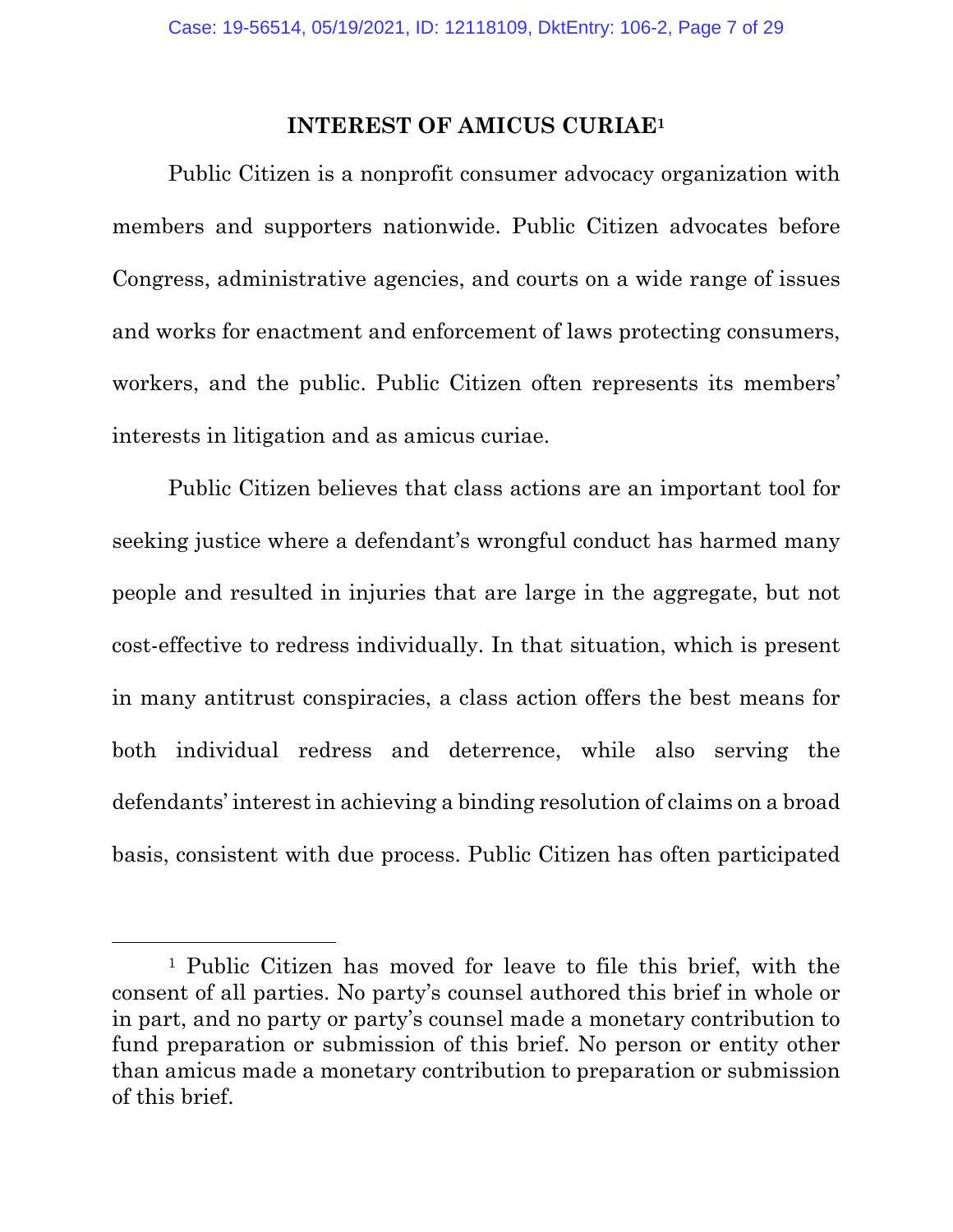## INTEREST OF AMICUS CURIAE[1]

Public Citizen is a nonprofit consumer advocacy organization with members and supporters nationwide. Public Citizen advocates before Congress, administrative agencies, and courts on a wide range of issues and works for enactment and enforcement of laws protecting consumers, workers, and the public. Public Citizen often represents its members' interests in litigation and as amicus curiae.

Public Citizen believes that class actions are an important tool for seeking justice where a defendant's wrongful conduct has harmed many people and resulted in injuries that are large in the aggregate, but not cost-effective to redress individually. In that situation, which is present in many antitrust conspiracies, a class action offers the best means for both individual redress and deterrence, while also serving the defendants' interest in achieving a binding resolution of claims on a broad basis, consistent with due process. Public Citizen has often participated

---

[1] Public Citizen has moved for leave to file this brief, with the consent of all parties. No party's counsel authored this brief in whole or in part, and no party or party's counsel made a monetary contribution to fund preparation or submission of this brief. No person or entity other than amicus made a monetary contribution to preparation or submission of this brief.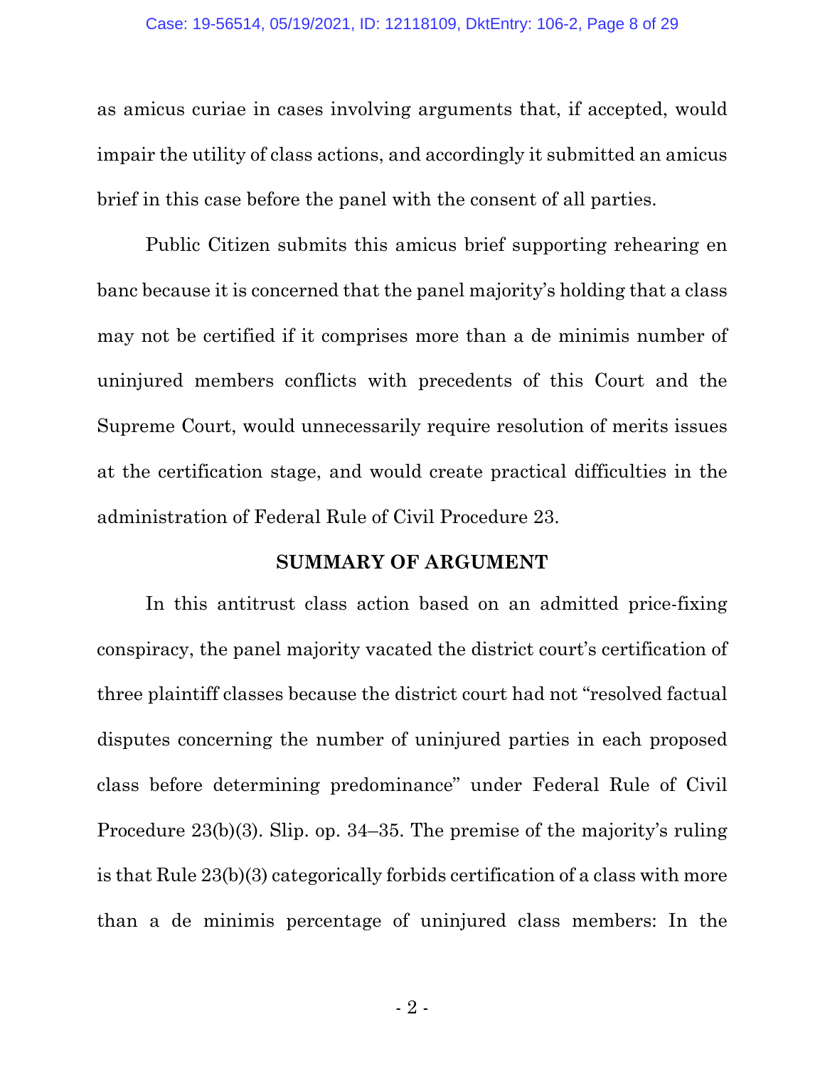as amicus curiae in cases involving arguments that, if accepted, would impair the utility of class actions, and accordingly it submitted an amicus brief in this case before the panel with the consent of all parties.

Public Citizen submits this amicus brief supporting rehearing en banc because it is concerned that the panel majority's holding that a class may not be certified if it comprises more than a de minimis number of uninjured members conflicts with precedents of this Court and the Supreme Court, would unnecessarily require resolution of merits issues at the certification stage, and would create practical difficulties in the administration of Federal Rule of Civil Procedure 23.

## SUMMARY OF ARGUMENT

In this antitrust class action based on an admitted price-fixing conspiracy, the panel majority vacated the district court's certification of three plaintiff classes because the district court had not "resolved factual disputes concerning the number of uninjured parties in each proposed class before determining predominance" under Federal Rule of Civil Procedure 23(b)(3). Slip. op. 34–35. The premise of the majority's ruling is that Rule 23(b)(3) categorically forbids certification of a class with more than a de minimis percentage of uninjured class members: In the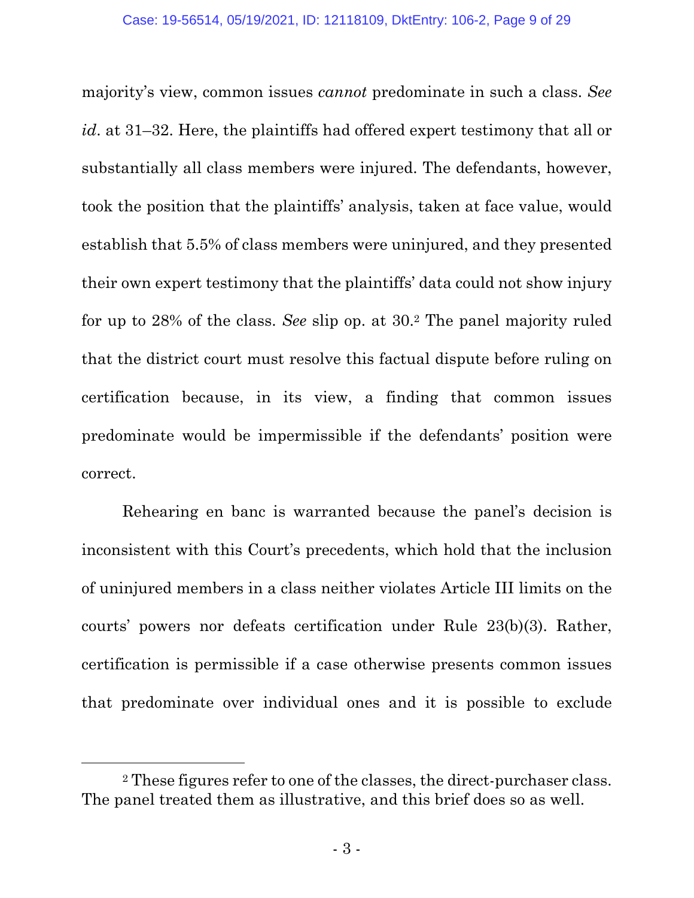majority's view, common issues *cannot* predominate in such a class. *See id*. at 31–32. Here, the plaintiffs had offered expert testimony that all or substantially all class members were injured. The defendants, however, took the position that the plaintiffs' analysis, taken at face value, would establish that 5.5% of class members were uninjured, and they presented their own expert testimony that the plaintiffs' data could not show injury for up to 28% of the class. *See* slip op. at 30.[2] The panel majority ruled that the district court must resolve this factual dispute before ruling on certification because, in its view, a finding that common issues predominate would be impermissible if the defendants' position were correct.

Rehearing en banc is warranted because the panel's decision is inconsistent with this Court's precedents, which hold that the inclusion of uninjured members in a class neither violates Article III limits on the courts' powers nor defeats certification under Rule 23(b)(3). Rather, certification is permissible if a case otherwise presents common issues that predominate over individual ones and it is possible to exclude

---

[2] These figures refer to one of the classes, the direct-purchaser class. The panel treated them as illustrative, and this brief does so as well.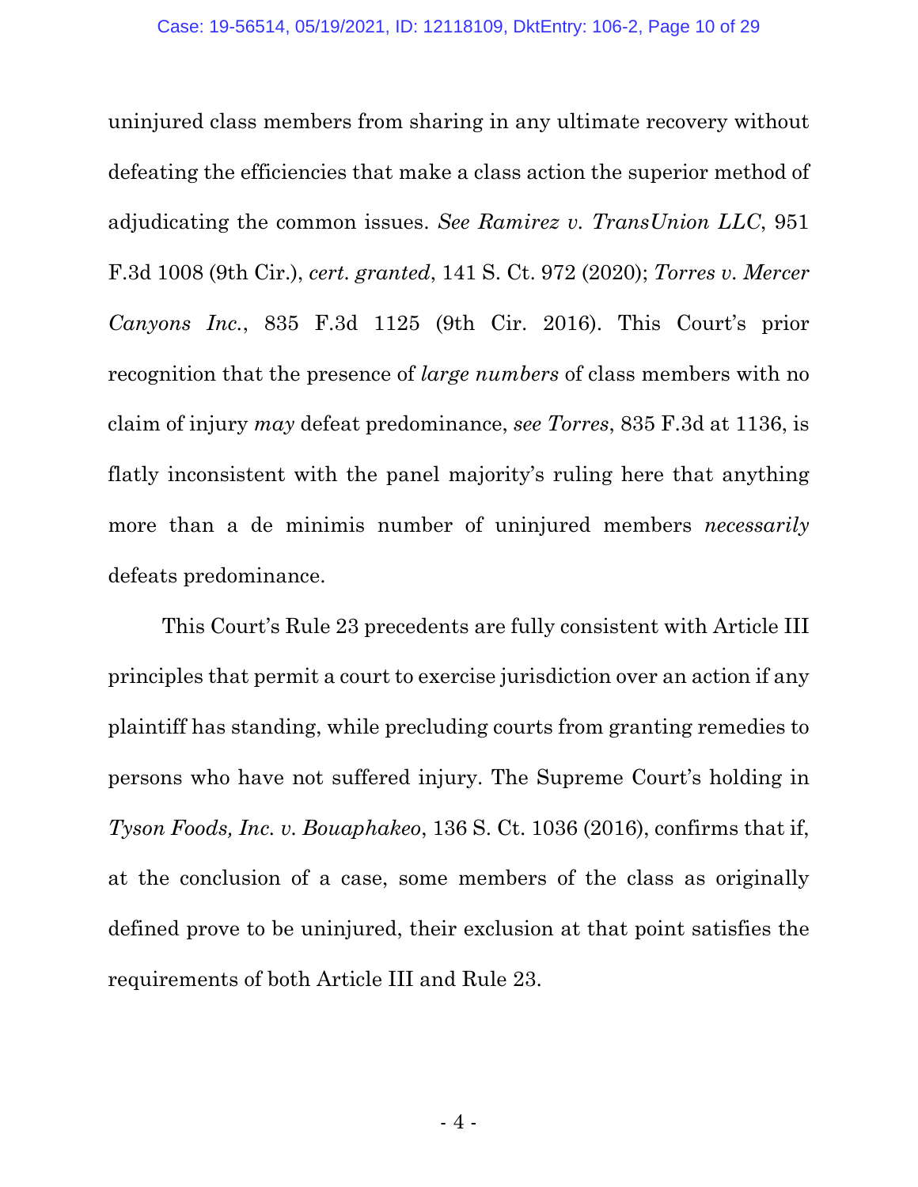uninjured class members from sharing in any ultimate recovery without defeating the efficiencies that make a class action the superior method of adjudicating the common issues. *See Ramirez v. TransUnion LLC*, 951 F.3d 1008 (9th Cir.), *cert. granted*, 141 S. Ct. 972 (2020); *Torres v. Mercer Canyons Inc.*, 835 F.3d 1125 (9th Cir. 2016). This Court's prior recognition that the presence of *large numbers* of class members with no claim of injury *may* defeat predominance, *see Torres*, 835 F.3d at 1136, is flatly inconsistent with the panel majority's ruling here that anything more than a de minimis number of uninjured members *necessarily* defeats predominance.

This Court's Rule 23 precedents are fully consistent with Article III principles that permit a court to exercise jurisdiction over an action if any plaintiff has standing, while precluding courts from granting remedies to persons who have not suffered injury. The Supreme Court's holding in *Tyson Foods, Inc. v. Bouaphakeo*, 136 S. Ct. 1036 (2016), confirms that if, at the conclusion of a case, some members of the class as originally defined prove to be uninjured, their exclusion at that point satisfies the requirements of both Article III and Rule 23.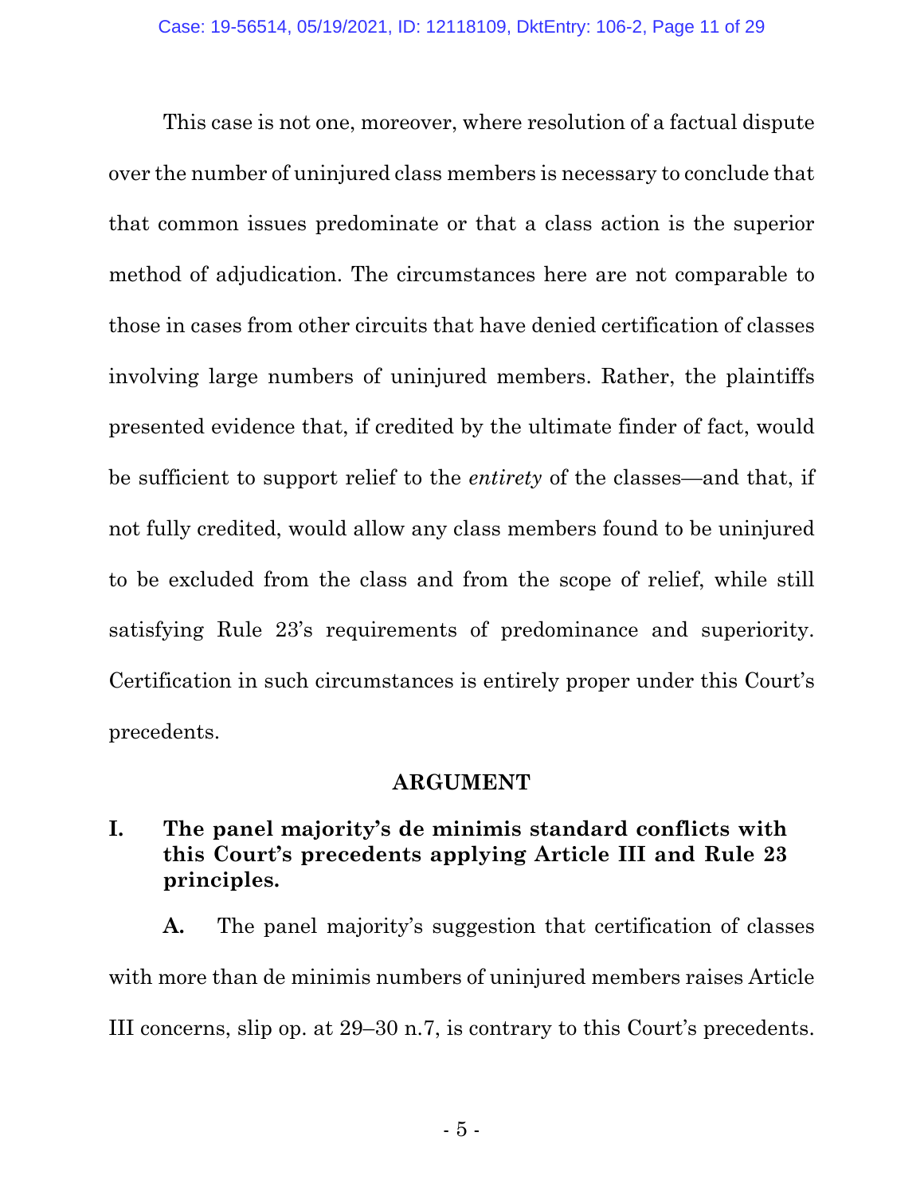This case is not one, moreover, where resolution of a factual dispute over the number of uninjured class members is necessary to conclude that that common issues predominate or that a class action is the superior method of adjudication. The circumstances here are not comparable to those in cases from other circuits that have denied certification of classes involving large numbers of uninjured members. Rather, the plaintiffs presented evidence that, if credited by the ultimate finder of fact, would be sufficient to support relief to the *entirety* of the classes—and that, if not fully credited, would allow any class members found to be uninjured to be excluded from the class and from the scope of relief, while still satisfying Rule 23's requirements of predominance and superiority. Certification in such circumstances is entirely proper under this Court's precedents.

## ARGUMENT

### I. The panel majority's de minimis standard conflicts with this Court's precedents applying Article III and Rule 23 principles.

**A.** The panel majority's suggestion that certification of classes with more than de minimis numbers of uninjured members raises Article III concerns, slip op. at 29–30 n.7, is contrary to this Court's precedents.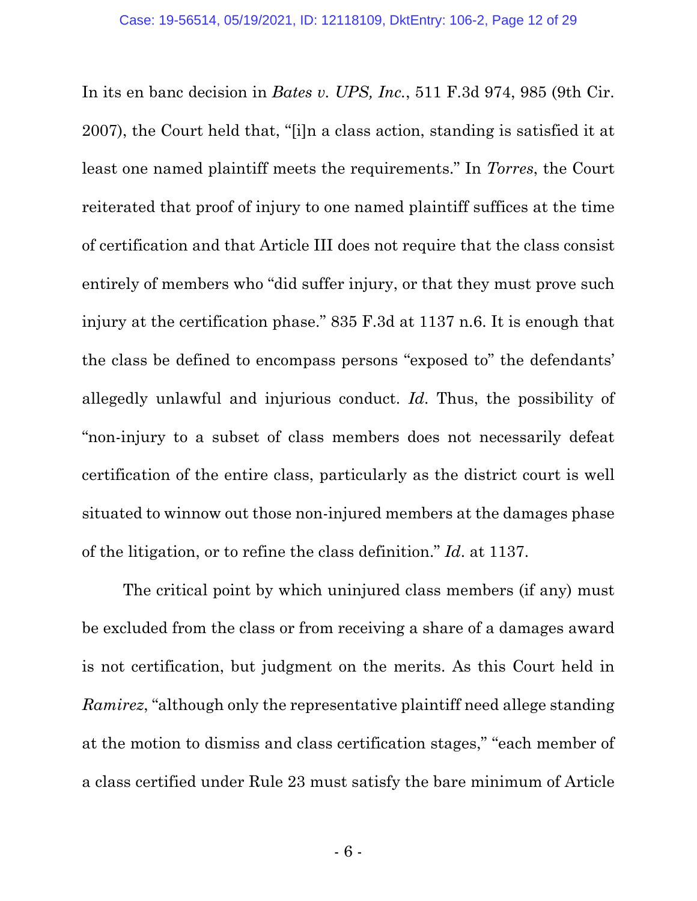In its en banc decision in *Bates v. UPS, Inc.*, 511 F.3d 974, 985 (9th Cir. 2007), the Court held that, "[i]n a class action, standing is satisfied it at least one named plaintiff meets the requirements." In *Torres*, the Court reiterated that proof of injury to one named plaintiff suffices at the time of certification and that Article III does not require that the class consist entirely of members who "did suffer injury, or that they must prove such injury at the certification phase." 835 F.3d at 1137 n.6. It is enough that the class be defined to encompass persons "exposed to" the defendants' allegedly unlawful and injurious conduct. *Id*. Thus, the possibility of "non-injury to a subset of class members does not necessarily defeat certification of the entire class, particularly as the district court is well situated to winnow out those non-injured members at the damages phase of the litigation, or to refine the class definition." *Id*. at 1137.

The critical point by which uninjured class members (if any) must be excluded from the class or from receiving a share of a damages award is not certification, but judgment on the merits. As this Court held in *Ramirez*, "although only the representative plaintiff need allege standing at the motion to dismiss and class certification stages," "each member of a class certified under Rule 23 must satisfy the bare minimum of Article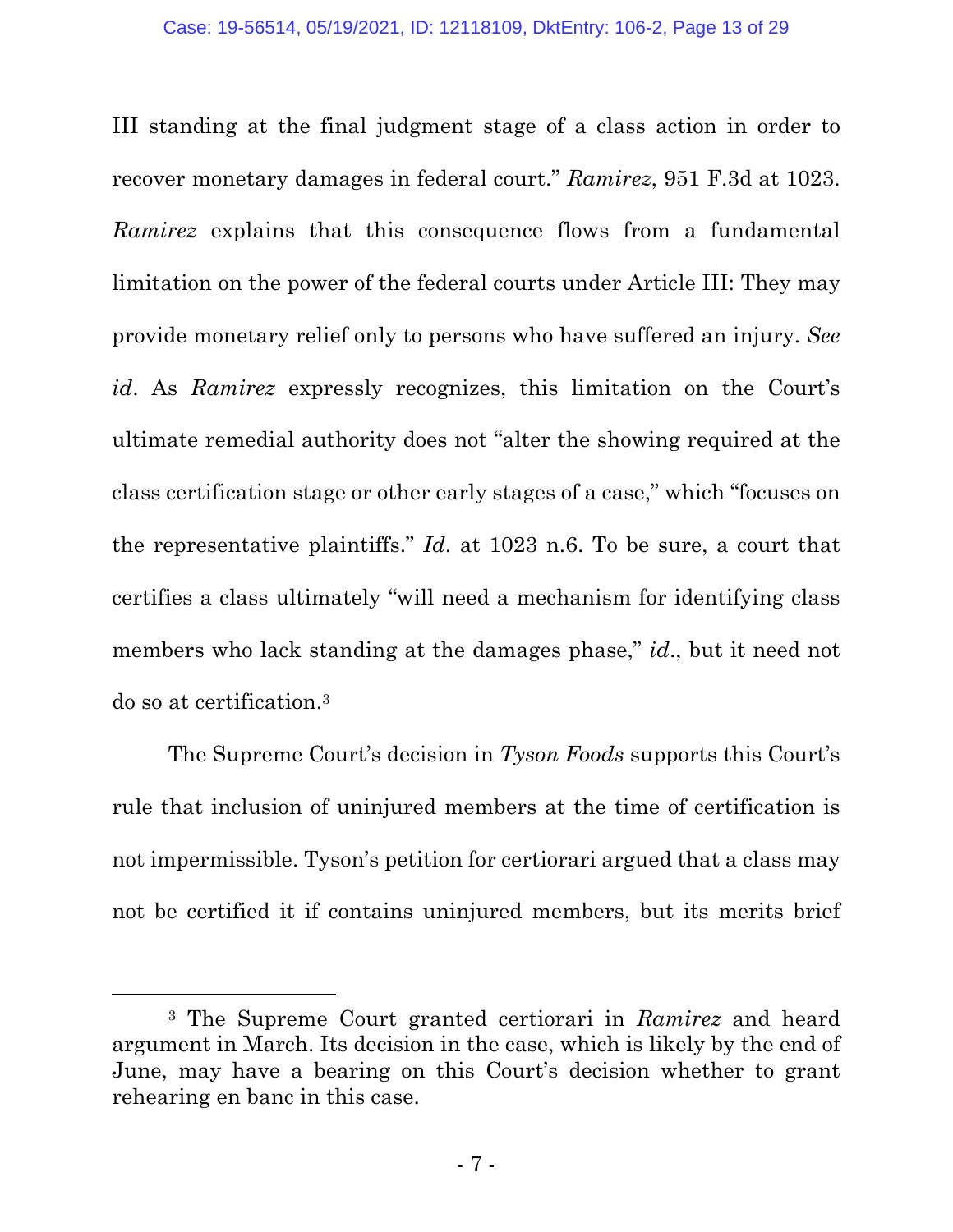III standing at the final judgment stage of a class action in order to recover monetary damages in federal court." *Ramirez*, 951 F.3d at 1023. *Ramirez* explains that this consequence flows from a fundamental limitation on the power of the federal courts under Article III: They may provide monetary relief only to persons who have suffered an injury. *See id*. As *Ramirez* expressly recognizes, this limitation on the Court's ultimate remedial authority does not "alter the showing required at the class certification stage or other early stages of a case," which "focuses on the representative plaintiffs." *Id*. at 1023 n.6. To be sure, a court that certifies a class ultimately "will need a mechanism for identifying class members who lack standing at the damages phase," *id*., but it need not do so at certification.[3]

The Supreme Court's decision in *Tyson Foods* supports this Court's rule that inclusion of uninjured members at the time of certification is not impermissible. Tyson's petition for certiorari argued that a class may not be certified it if contains uninjured members, but its merits brief

---

[3] The Supreme Court granted certiorari in *Ramirez* and heard argument in March. Its decision in the case, which is likely by the end of June, may have a bearing on this Court's decision whether to grant rehearing en banc in this case.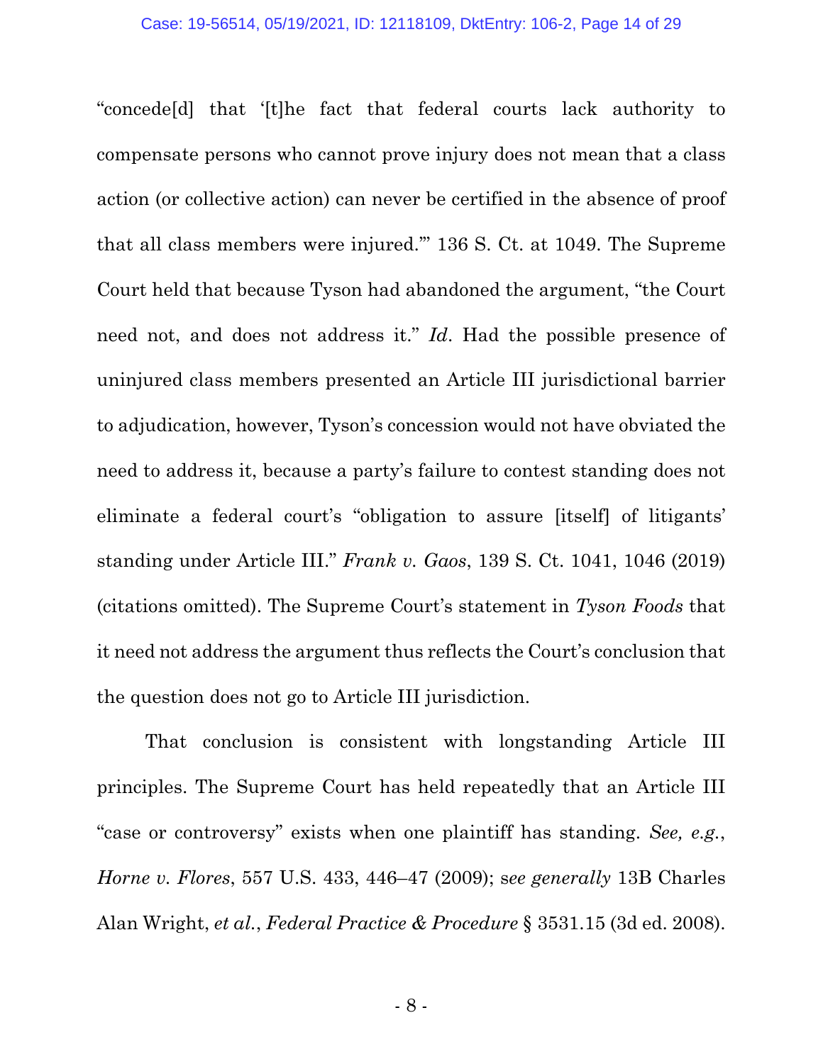"concede[d] that '[t]he fact that federal courts lack authority to compensate persons who cannot prove injury does not mean that a class action (or collective action) can never be certified in the absence of proof that all class members were injured.'" 136 S. Ct. at 1049. The Supreme Court held that because Tyson had abandoned the argument, "the Court need not, and does not address it." *Id*. Had the possible presence of uninjured class members presented an Article III jurisdictional barrier to adjudication, however, Tyson's concession would not have obviated the need to address it, because a party's failure to contest standing does not eliminate a federal court's "obligation to assure [itself] of litigants' standing under Article III." *Frank v. Gaos*, 139 S. Ct. 1041, 1046 (2019) (citations omitted). The Supreme Court's statement in *Tyson Foods* that it need not address the argument thus reflects the Court's conclusion that the question does not go to Article III jurisdiction.

That conclusion is consistent with longstanding Article III principles. The Supreme Court has held repeatedly that an Article III "case or controversy" exists when one plaintiff has standing. *See, e.g.*, *Horne v. Flores*, 557 U.S. 433, 446–47 (2009); s*ee generally* 13B Charles Alan Wright, *et al.*, *Federal Practice & Procedure* § 3531.15 (3d ed. 2008).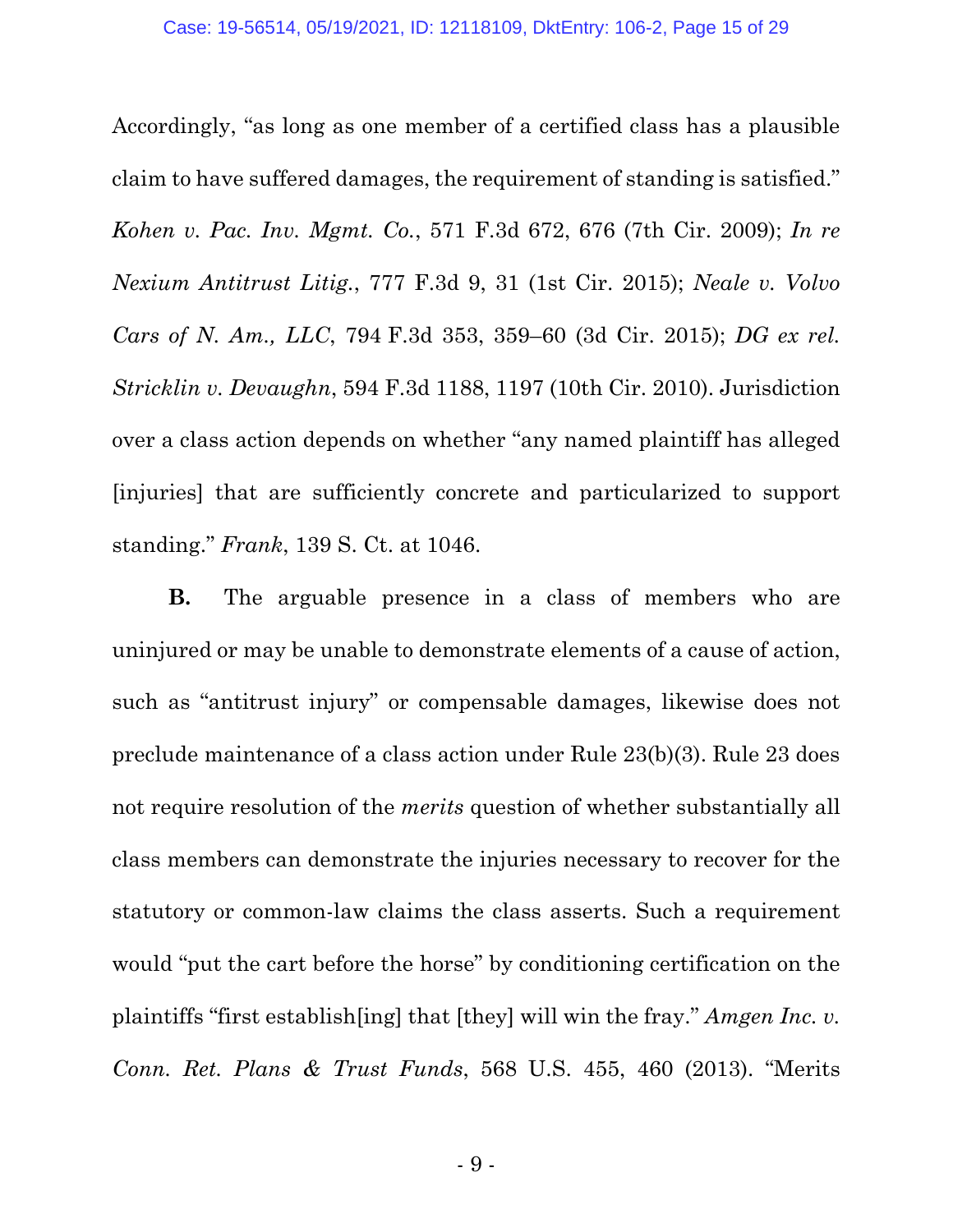Accordingly, "as long as one member of a certified class has a plausible claim to have suffered damages, the requirement of standing is satisfied." *Kohen v. Pac. Inv. Mgmt. Co.*, 571 F.3d 672, 676 (7th Cir. 2009); *In re Nexium Antitrust Litig.*, 777 F.3d 9, 31 (1st Cir. 2015); *Neale v. Volvo Cars of N. Am., LLC*, 794 F.3d 353, 359–60 (3d Cir. 2015); *DG ex rel. Stricklin v. Devaughn*, 594 F.3d 1188, 1197 (10th Cir. 2010). Jurisdiction over a class action depends on whether "any named plaintiff has alleged [injuries] that are sufficiently concrete and particularized to support standing." *Frank*, 139 S. Ct. at 1046.

**B.** The arguable presence in a class of members who are uninjured or may be unable to demonstrate elements of a cause of action, such as "antitrust injury" or compensable damages, likewise does not preclude maintenance of a class action under Rule 23(b)(3). Rule 23 does not require resolution of the *merits* question of whether substantially all class members can demonstrate the injuries necessary to recover for the statutory or common-law claims the class asserts. Such a requirement would "put the cart before the horse" by conditioning certification on the plaintiffs "first establish[ing] that [they] will win the fray." *Amgen Inc. v. Conn. Ret. Plans & Trust Funds*, 568 U.S. 455, 460 (2013). "Merits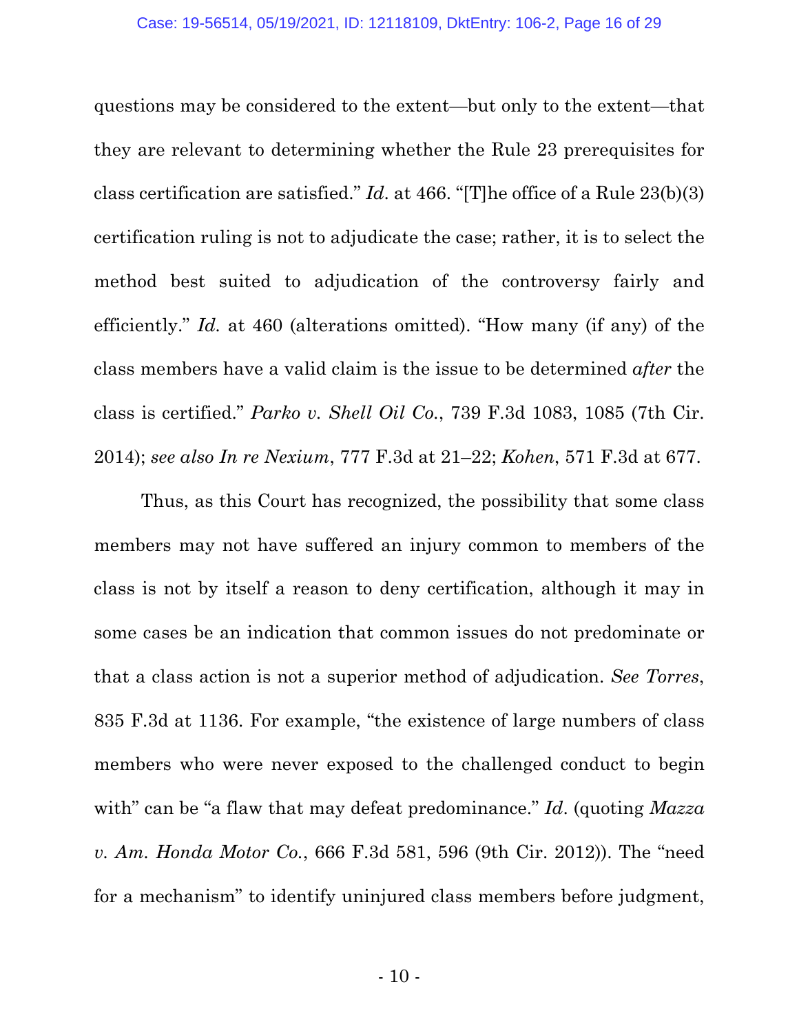questions may be considered to the extent—but only to the extent—that they are relevant to determining whether the Rule 23 prerequisites for class certification are satisfied." *Id.* at 466. "[T]he office of a Rule 23(b)(3) certification ruling is not to adjudicate the case; rather, it is to select the method best suited to adjudication of the controversy fairly and efficiently." *Id.* at 460 (alterations omitted). "How many (if any) of the class members have a valid claim is the issue to be determined *after* the class is certified." *Parko v. Shell Oil Co.*, 739 F.3d 1083, 1085 (7th Cir. 2014); *see also In re Nexium*, 777 F.3d at 21–22; *Kohen*, 571 F.3d at 677.

Thus, as this Court has recognized, the possibility that some class members may not have suffered an injury common to members of the class is not by itself a reason to deny certification, although it may in some cases be an indication that common issues do not predominate or that a class action is not a superior method of adjudication. *See Torres*, 835 F.3d at 1136. For example, "the existence of large numbers of class members who were never exposed to the challenged conduct to begin with" can be "a flaw that may defeat predominance." *Id.* (quoting *Mazza v. Am. Honda Motor Co.*, 666 F.3d 581, 596 (9th Cir. 2012)). The "need for a mechanism" to identify uninjured class members before judgment,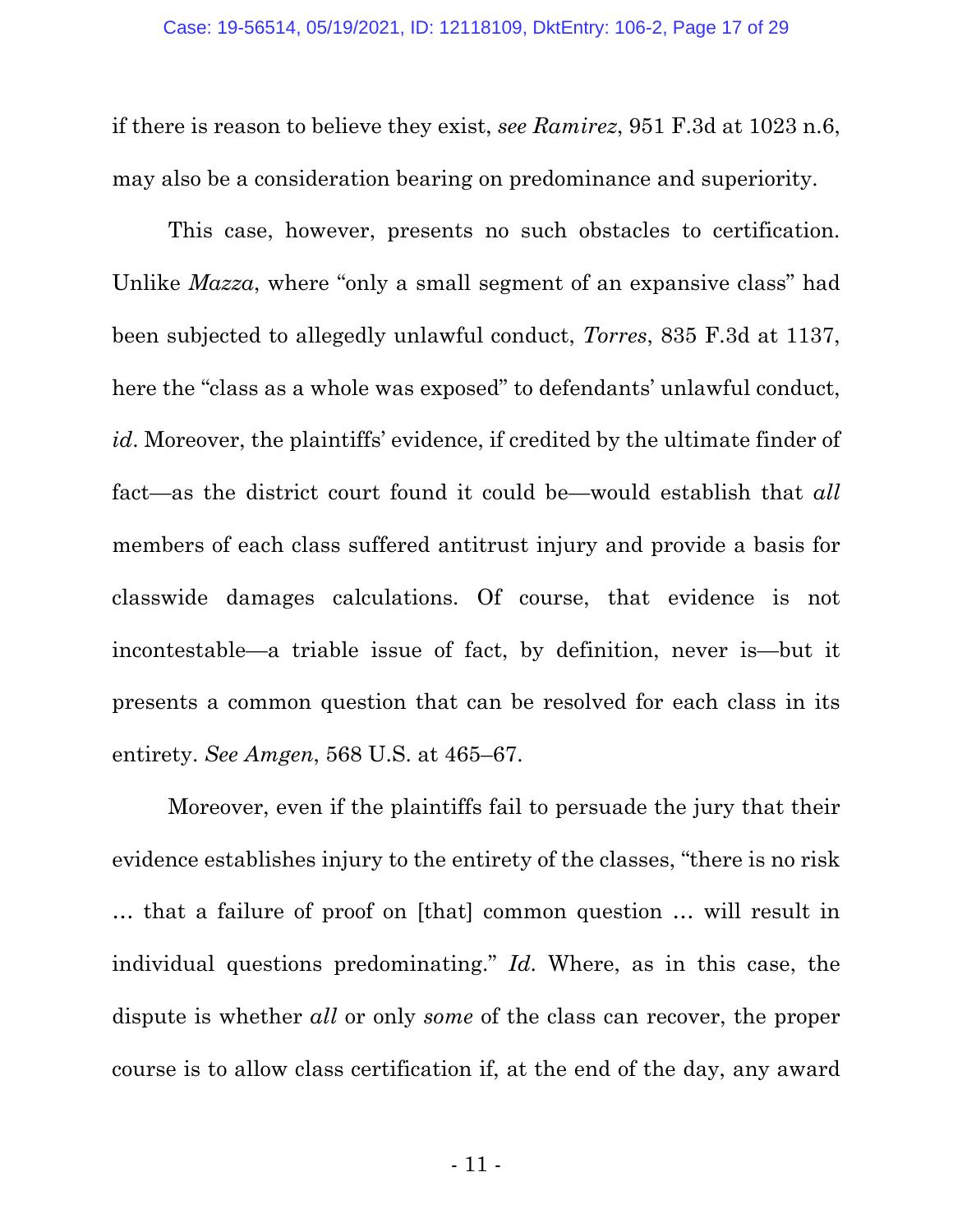if there is reason to believe they exist, *see Ramirez*, 951 F.3d at 1023 n.6, may also be a consideration bearing on predominance and superiority.

This case, however, presents no such obstacles to certification. Unlike *Mazza*, where "only a small segment of an expansive class" had been subjected to allegedly unlawful conduct, *Torres*, 835 F.3d at 1137, here the "class as a whole was exposed" to defendants' unlawful conduct, *id*. Moreover, the plaintiffs' evidence, if credited by the ultimate finder of fact—as the district court found it could be—would establish that *all* members of each class suffered antitrust injury and provide a basis for classwide damages calculations. Of course, that evidence is not incontestable—a triable issue of fact, by definition, never is—but it presents a common question that can be resolved for each class in its entirety. *See Amgen*, 568 U.S. at 465–67.

Moreover, even if the plaintiffs fail to persuade the jury that their evidence establishes injury to the entirety of the classes, "there is no risk … that a failure of proof on [that] common question … will result in individual questions predominating." *Id*. Where, as in this case, the dispute is whether *all* or only *some* of the class can recover, the proper course is to allow class certification if, at the end of the day, any award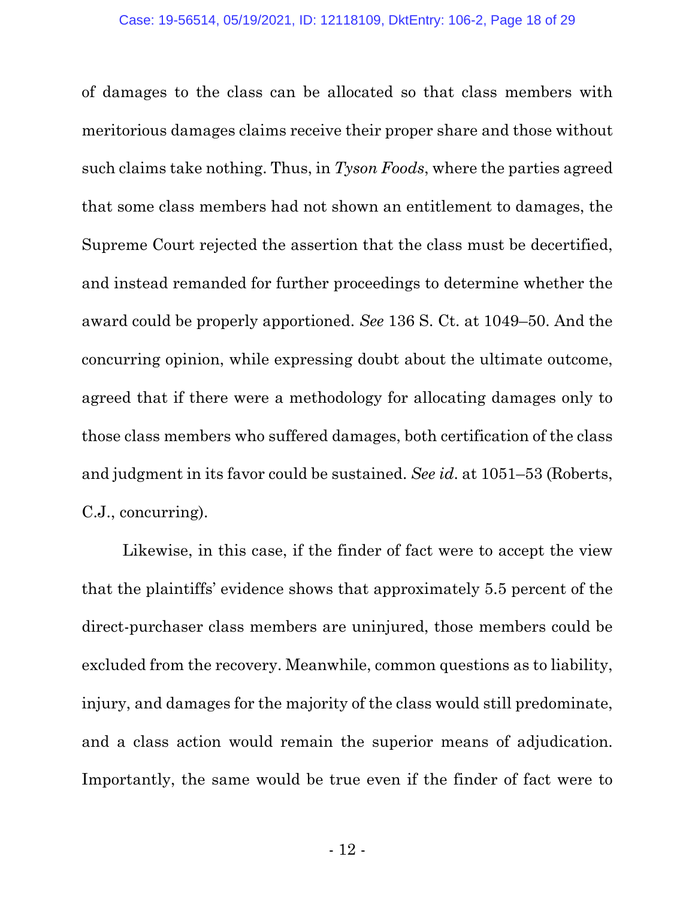of damages to the class can be allocated so that class members with meritorious damages claims receive their proper share and those without such claims take nothing. Thus, in *Tyson Foods*, where the parties agreed that some class members had not shown an entitlement to damages, the Supreme Court rejected the assertion that the class must be decertified, and instead remanded for further proceedings to determine whether the award could be properly apportioned. *See* 136 S. Ct. at 1049–50. And the concurring opinion, while expressing doubt about the ultimate outcome, agreed that if there were a methodology for allocating damages only to those class members who suffered damages, both certification of the class and judgment in its favor could be sustained. *See id.* at 1051–53 (Roberts, C.J., concurring).

Likewise, in this case, if the finder of fact were to accept the view that the plaintiffs' evidence shows that approximately 5.5 percent of the direct-purchaser class members are uninjured, those members could be excluded from the recovery. Meanwhile, common questions as to liability, injury, and damages for the majority of the class would still predominate, and a class action would remain the superior means of adjudication. Importantly, the same would be true even if the finder of fact were to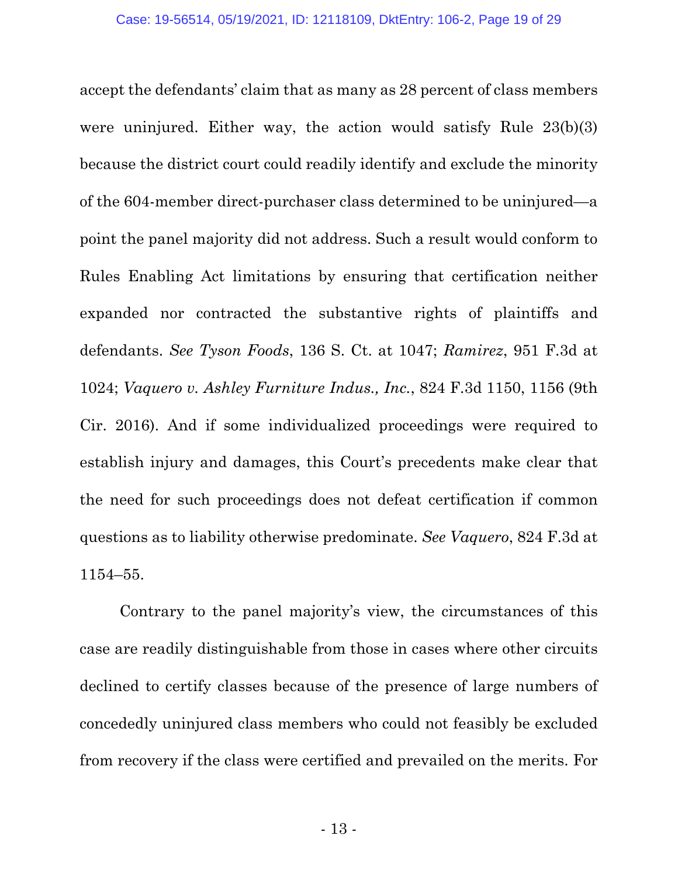accept the defendants' claim that as many as 28 percent of class members were uninjured. Either way, the action would satisfy Rule 23(b)(3) because the district court could readily identify and exclude the minority of the 604-member direct-purchaser class determined to be uninjured—a point the panel majority did not address. Such a result would conform to Rules Enabling Act limitations by ensuring that certification neither expanded nor contracted the substantive rights of plaintiffs and defendants. *See Tyson Foods*, 136 S. Ct. at 1047; *Ramirez*, 951 F.3d at 1024; *Vaquero v. Ashley Furniture Indus., Inc.*, 824 F.3d 1150, 1156 (9th Cir. 2016). And if some individualized proceedings were required to establish injury and damages, this Court's precedents make clear that the need for such proceedings does not defeat certification if common questions as to liability otherwise predominate. *See Vaquero*, 824 F.3d at 1154–55.

Contrary to the panel majority's view, the circumstances of this case are readily distinguishable from those in cases where other circuits declined to certify classes because of the presence of large numbers of concededly uninjured class members who could not feasibly be excluded from recovery if the class were certified and prevailed on the merits. For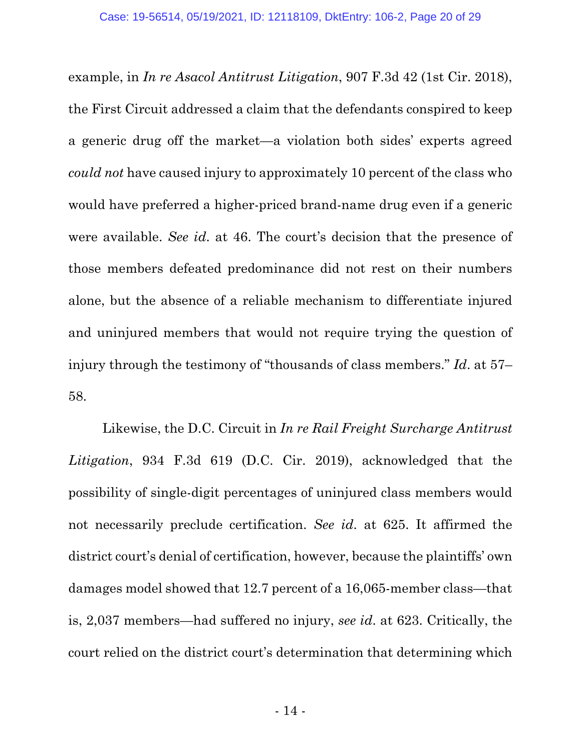example, in *In re Asacol Antitrust Litigation*, 907 F.3d 42 (1st Cir. 2018), the First Circuit addressed a claim that the defendants conspired to keep a generic drug off the market—a violation both sides' experts agreed *could not* have caused injury to approximately 10 percent of the class who would have preferred a higher-priced brand-name drug even if a generic were available. *See id.* at 46. The court's decision that the presence of those members defeated predominance did not rest on their numbers alone, but the absence of a reliable mechanism to differentiate injured and uninjured members that would not require trying the question of injury through the testimony of "thousands of class members." *Id.* at 57–58.

Likewise, the D.C. Circuit in *In re Rail Freight Surcharge Antitrust Litigation*, 934 F.3d 619 (D.C. Cir. 2019), acknowledged that the possibility of single-digit percentages of uninjured class members would not necessarily preclude certification. *See id.* at 625. It affirmed the district court's denial of certification, however, because the plaintiffs' own damages model showed that 12.7 percent of a 16,065-member class—that is, 2,037 members—had suffered no injury, *see id.* at 623. Critically, the court relied on the district court's determination that determining which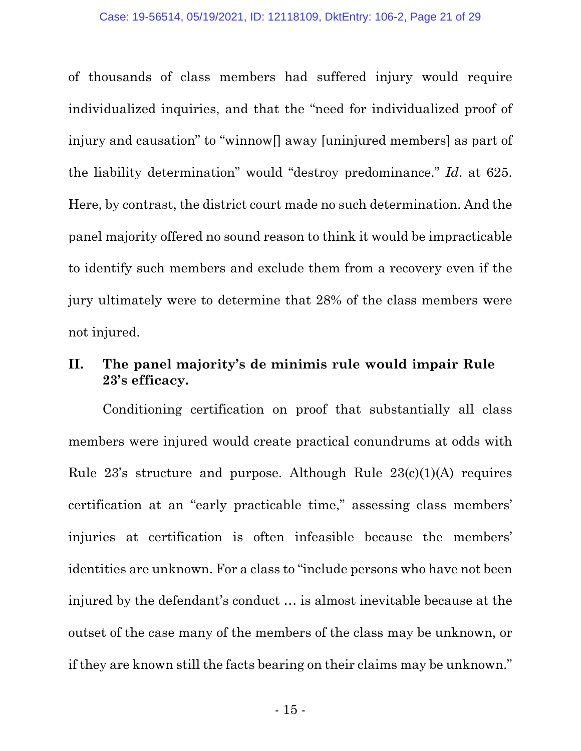of thousands of class members had suffered injury would require individualized inquiries, and that the "need for individualized proof of injury and causation" to "winnow[] away [uninjured members] as part of the liability determination" would "destroy predominance." *Id.* at 625. Here, by contrast, the district court made no such determination. And the panel majority offered no sound reason to think it would be impracticable to identify such members and exclude them from a recovery even if the jury ultimately were to determine that 28% of the class members were not injured.

## II. The panel majority's de minimis rule would impair Rule 23's efficacy.

Conditioning certification on proof that substantially all class members were injured would create practical conundrums at odds with Rule 23's structure and purpose. Although Rule 23(c)(1)(A) requires certification at an "early practicable time," assessing class members' injuries at certification is often infeasible because the members' identities are unknown. For a class to "include persons who have not been injured by the defendant's conduct … is almost inevitable because at the outset of the case many of the members of the class may be unknown, or if they are known still the facts bearing on their claims may be unknown."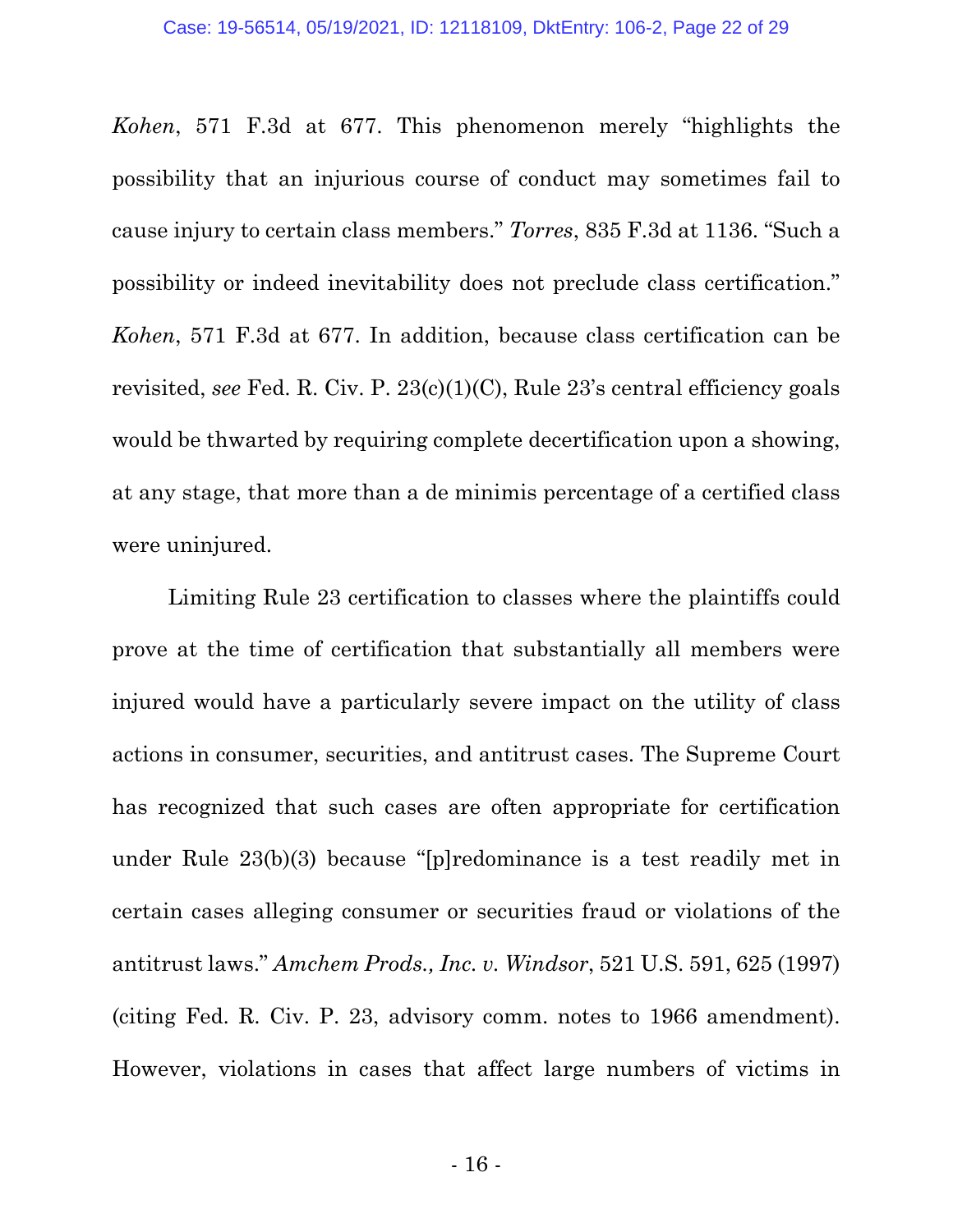*Kohen*, 571 F.3d at 677. This phenomenon merely "highlights the possibility that an injurious course of conduct may sometimes fail to cause injury to certain class members." *Torres*, 835 F.3d at 1136. "Such a possibility or indeed inevitability does not preclude class certification." *Kohen*, 571 F.3d at 677. In addition, because class certification can be revisited, *see* Fed. R. Civ. P. 23(c)(1)(C), Rule 23's central efficiency goals would be thwarted by requiring complete decertification upon a showing, at any stage, that more than a de minimis percentage of a certified class were uninjured.

Limiting Rule 23 certification to classes where the plaintiffs could prove at the time of certification that substantially all members were injured would have a particularly severe impact on the utility of class actions in consumer, securities, and antitrust cases. The Supreme Court has recognized that such cases are often appropriate for certification under Rule 23(b)(3) because "[p]redominance is a test readily met in certain cases alleging consumer or securities fraud or violations of the antitrust laws." *Amchem Prods., Inc. v. Windsor*, 521 U.S. 591, 625 (1997) (citing Fed. R. Civ. P. 23, advisory comm. notes to 1966 amendment). However, violations in cases that affect large numbers of victims in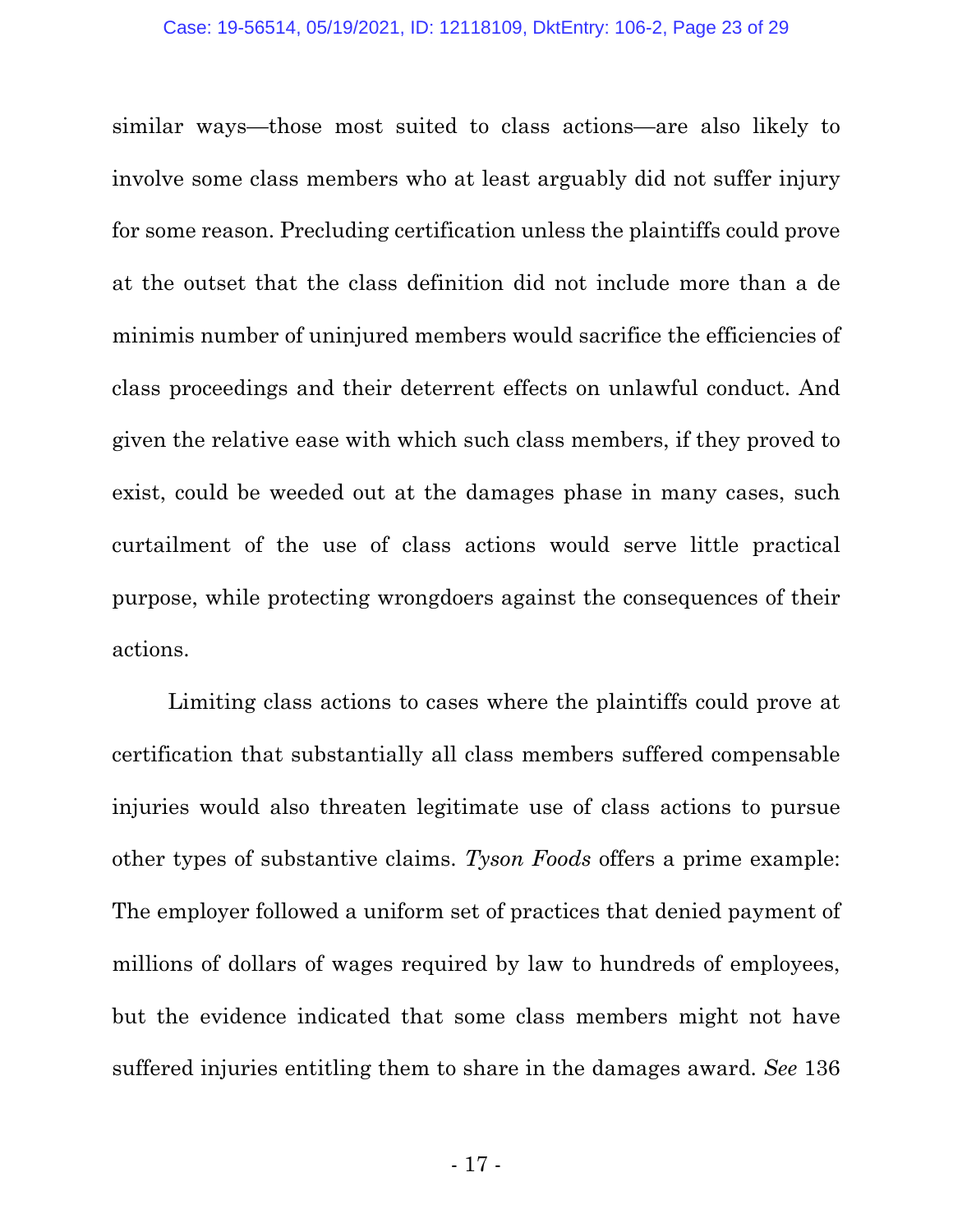similar ways—those most suited to class actions—are also likely to involve some class members who at least arguably did not suffer injury for some reason. Precluding certification unless the plaintiffs could prove at the outset that the class definition did not include more than a de minimis number of uninjured members would sacrifice the efficiencies of class proceedings and their deterrent effects on unlawful conduct. And given the relative ease with which such class members, if they proved to exist, could be weeded out at the damages phase in many cases, such curtailment of the use of class actions would serve little practical purpose, while protecting wrongdoers against the consequences of their actions.

Limiting class actions to cases where the plaintiffs could prove at certification that substantially all class members suffered compensable injuries would also threaten legitimate use of class actions to pursue other types of substantive claims. *Tyson Foods* offers a prime example: The employer followed a uniform set of practices that denied payment of millions of dollars of wages required by law to hundreds of employees, but the evidence indicated that some class members might not have suffered injuries entitling them to share in the damages award. *See* 136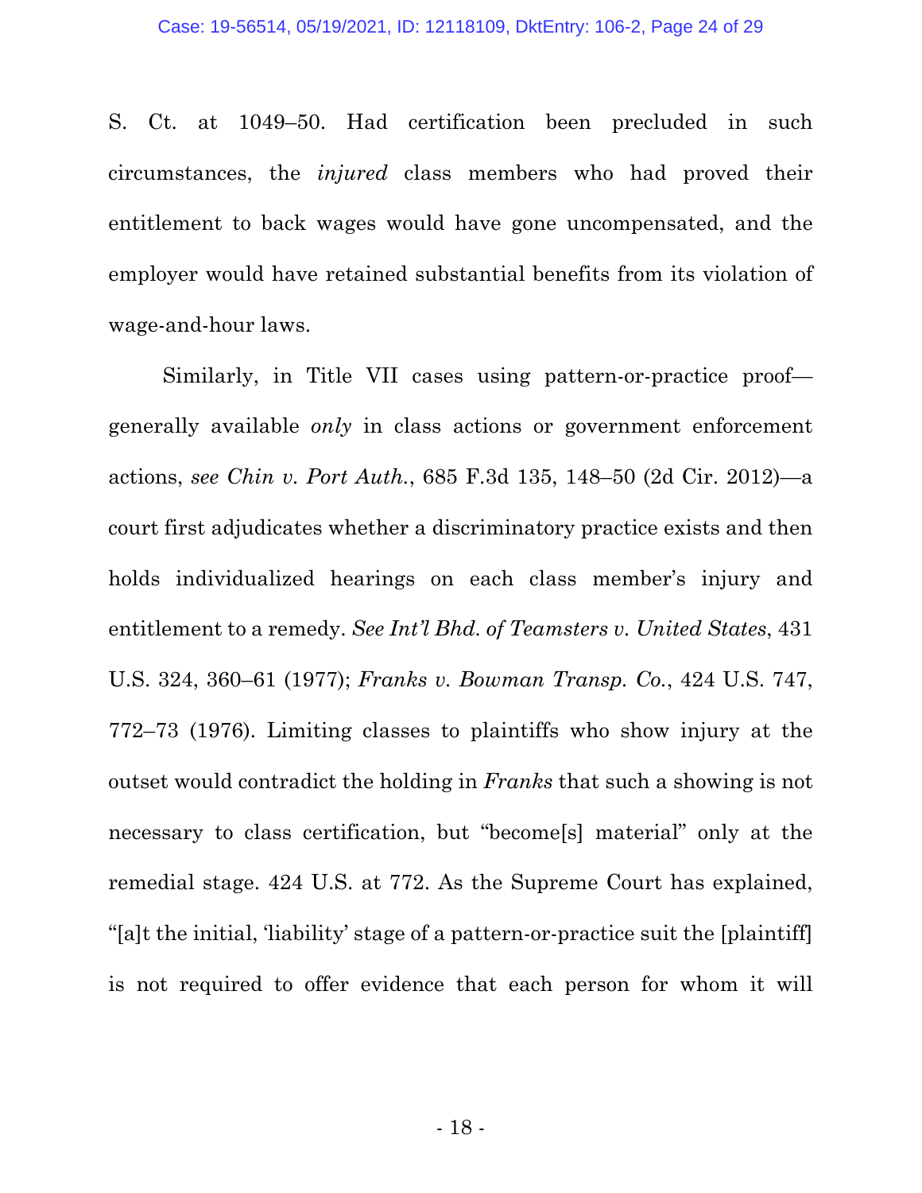S. Ct. at 1049–50. Had certification been precluded in such circumstances, the *injured* class members who had proved their entitlement to back wages would have gone uncompensated, and the employer would have retained substantial benefits from its violation of wage-and-hour laws.

Similarly, in Title VII cases using pattern-or-practice proof—generally available *only* in class actions or government enforcement actions, *see Chin v. Port Auth.*, 685 F.3d 135, 148–50 (2d Cir. 2012)—a court first adjudicates whether a discriminatory practice exists and then holds individualized hearings on each class member's injury and entitlement to a remedy. *See Int'l Bhd. of Teamsters v. United States*, 431 U.S. 324, 360–61 (1977); *Franks v. Bowman Transp. Co.*, 424 U.S. 747, 772–73 (1976). Limiting classes to plaintiffs who show injury at the outset would contradict the holding in *Franks* that such a showing is not necessary to class certification, but "become[s] material" only at the remedial stage. 424 U.S. at 772. As the Supreme Court has explained, "[a]t the initial, 'liability' stage of a pattern-or-practice suit the [plaintiff] is not required to offer evidence that each person for whom it will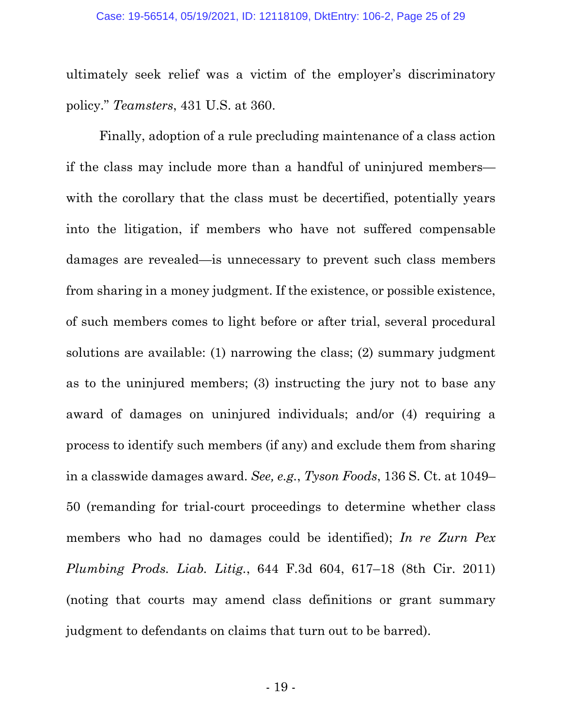ultimately seek relief was a victim of the employer's discriminatory policy." *Teamsters*, 431 U.S. at 360.

Finally, adoption of a rule precluding maintenance of a class action if the class may include more than a handful of uninjured members—with the corollary that the class must be decertified, potentially years into the litigation, if members who have not suffered compensable damages are revealed—is unnecessary to prevent such class members from sharing in a money judgment. If the existence, or possible existence, of such members comes to light before or after trial, several procedural solutions are available: (1) narrowing the class; (2) summary judgment as to the uninjured members; (3) instructing the jury not to base any award of damages on uninjured individuals; and/or (4) requiring a process to identify such members (if any) and exclude them from sharing in a classwide damages award. *See, e.g.*, *Tyson Foods*, 136 S. Ct. at 1049–50 (remanding for trial-court proceedings to determine whether class members who had no damages could be identified); *In re Zurn Pex Plumbing Prods. Liab. Litig.*, 644 F.3d 604, 617–18 (8th Cir. 2011) (noting that courts may amend class definitions or grant summary judgment to defendants on claims that turn out to be barred).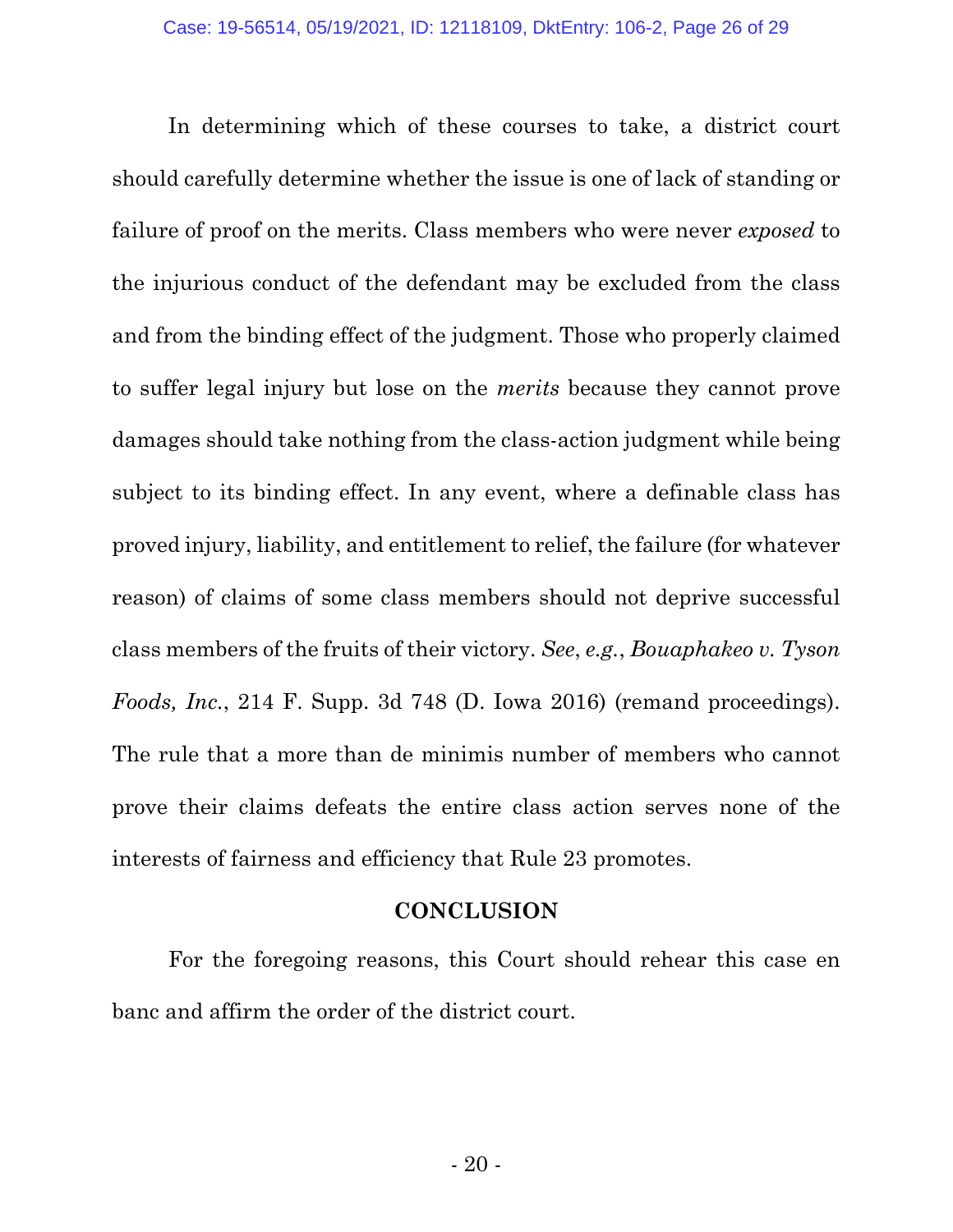In determining which of these courses to take, a district court should carefully determine whether the issue is one of lack of standing or failure of proof on the merits. Class members who were never *exposed* to the injurious conduct of the defendant may be excluded from the class and from the binding effect of the judgment. Those who properly claimed to suffer legal injury but lose on the *merits* because they cannot prove damages should take nothing from the class-action judgment while being subject to its binding effect. In any event, where a definable class has proved injury, liability, and entitlement to relief, the failure (for whatever reason) of claims of some class members should not deprive successful class members of the fruits of their victory. *See*, *e.g.*, *Bouaphakeo v. Tyson Foods, Inc.*, 214 F. Supp. 3d 748 (D. Iowa 2016) (remand proceedings). The rule that a more than de minimis number of members who cannot prove their claims defeats the entire class action serves none of the interests of fairness and efficiency that Rule 23 promotes.

## CONCLUSION

For the foregoing reasons, this Court should rehear this case en banc and affirm the order of the district court.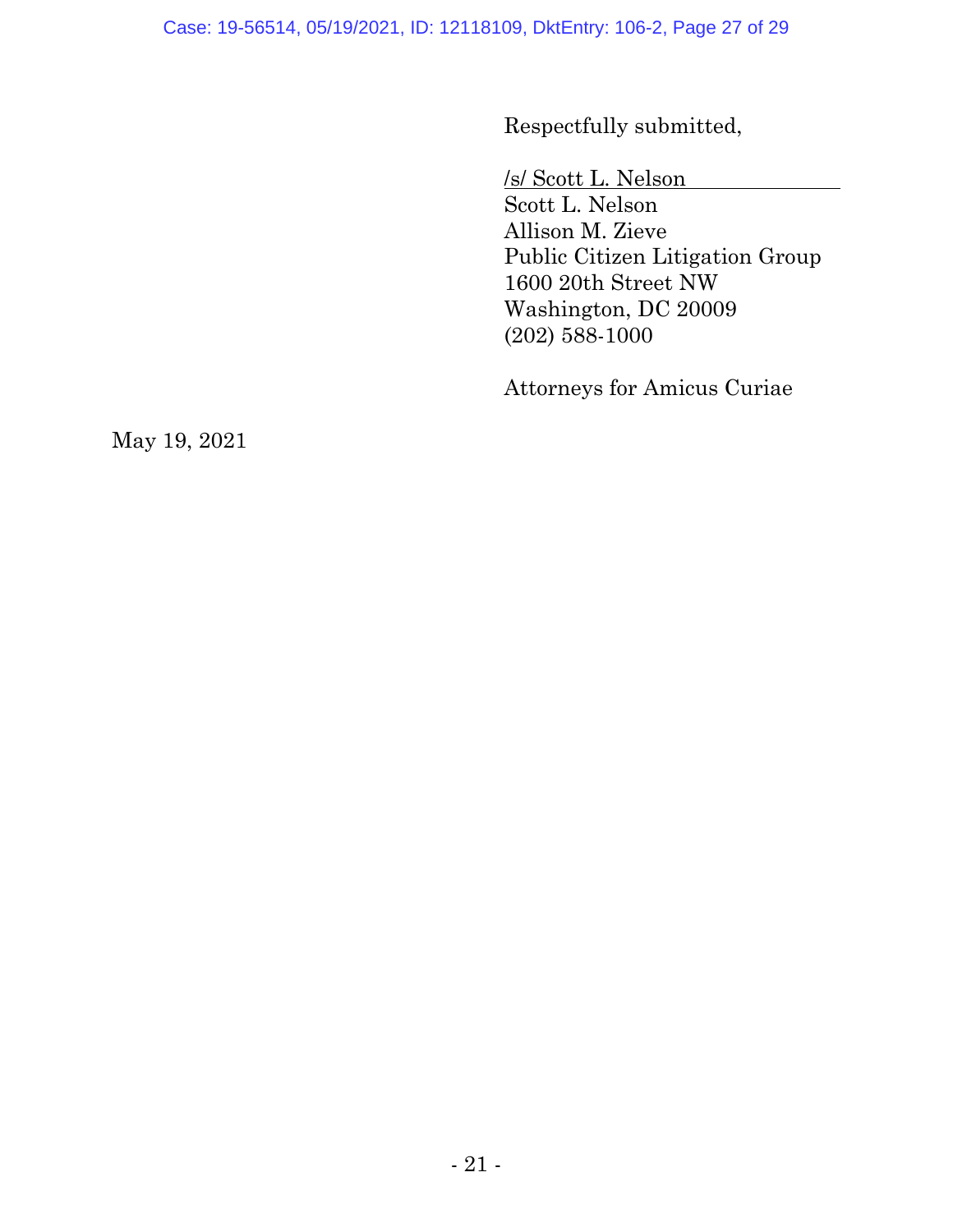Respectfully submitted,

/s/ Scott L. Nelson
Scott L. Nelson
Allison M. Zieve
Public Citizen Litigation Group
1600 20th Street NW
Washington, DC 20009
(202) 588-1000

Attorneys for Amicus Curiae

May 19, 2021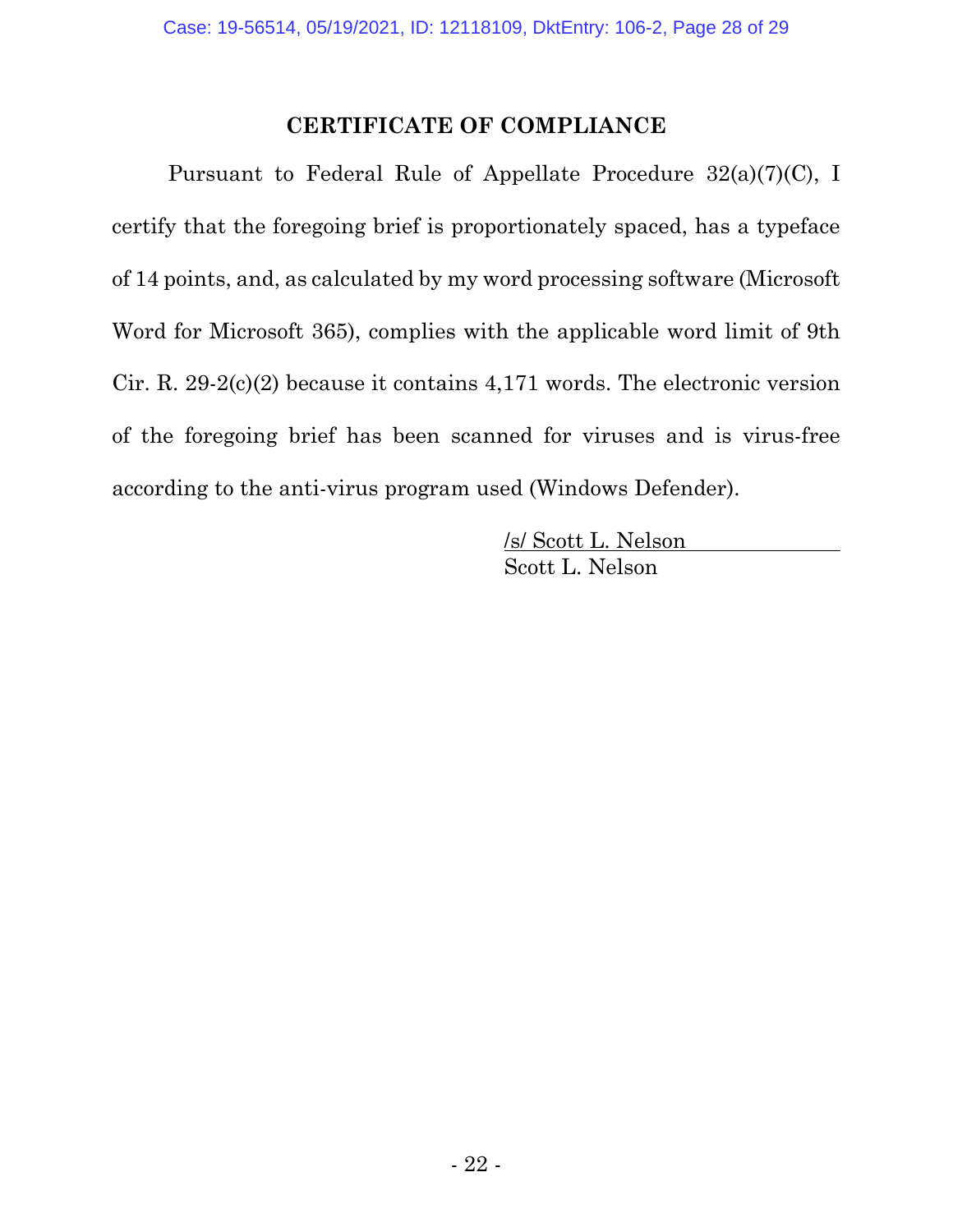# CERTIFICATE OF COMPLIANCE

Pursuant to Federal Rule of Appellate Procedure 32(a)(7)(C), I certify that the foregoing brief is proportionately spaced, has a typeface of 14 points, and, as calculated by my word processing software (Microsoft Word for Microsoft 365), complies with the applicable word limit of 9th Cir. R. 29-2(c)(2) because it contains 4,171 words. The electronic version of the foregoing brief has been scanned for viruses and is virus-free according to the anti-virus program used (Windows Defender).

/s/ Scott L. Nelson
Scott L. Nelson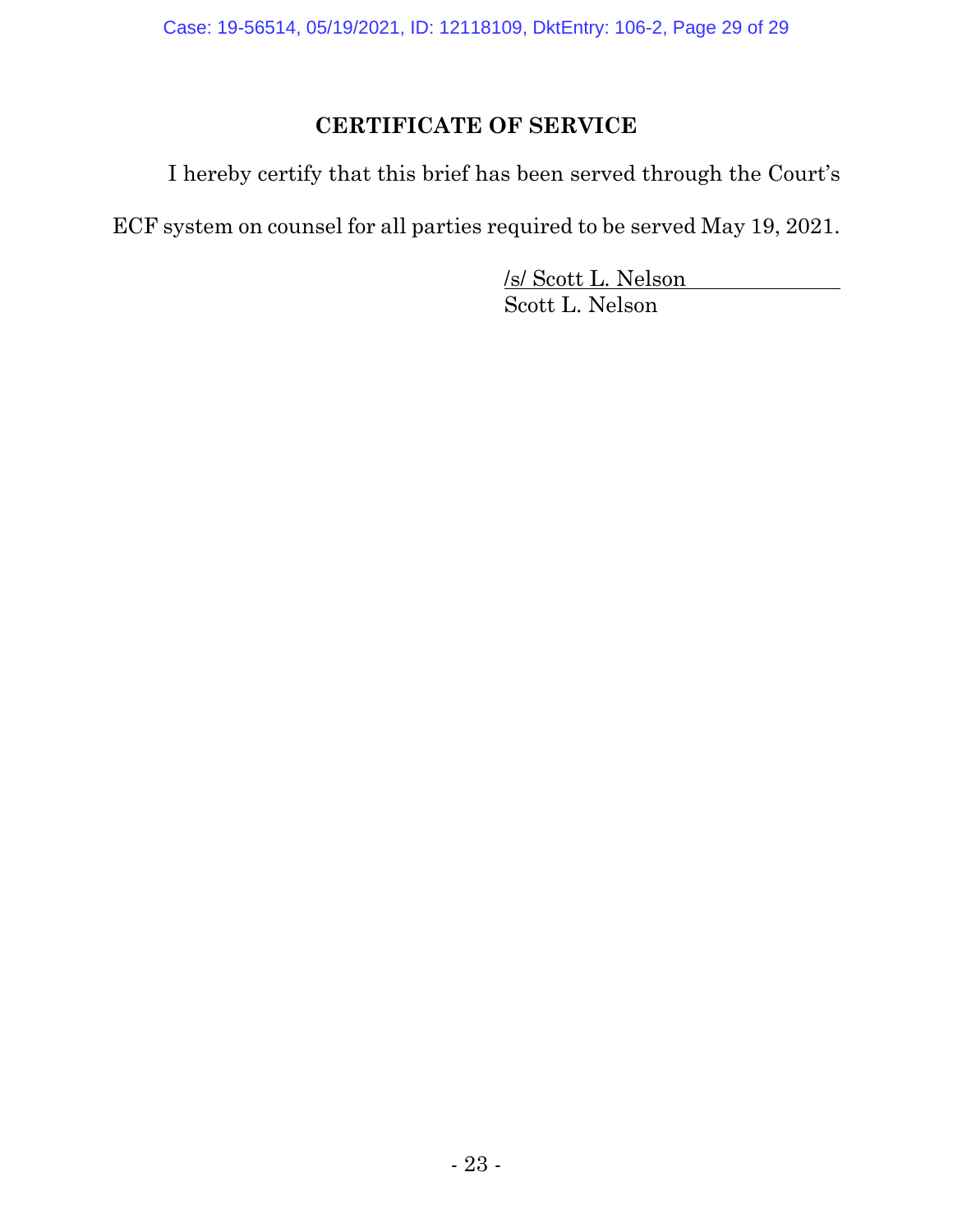## CERTIFICATE OF SERVICE

I hereby certify that this brief has been served through the Court's ECF system on counsel for all parties required to be served May 19, 2021.

/s/ Scott L. Nelson
Scott L. Nelson